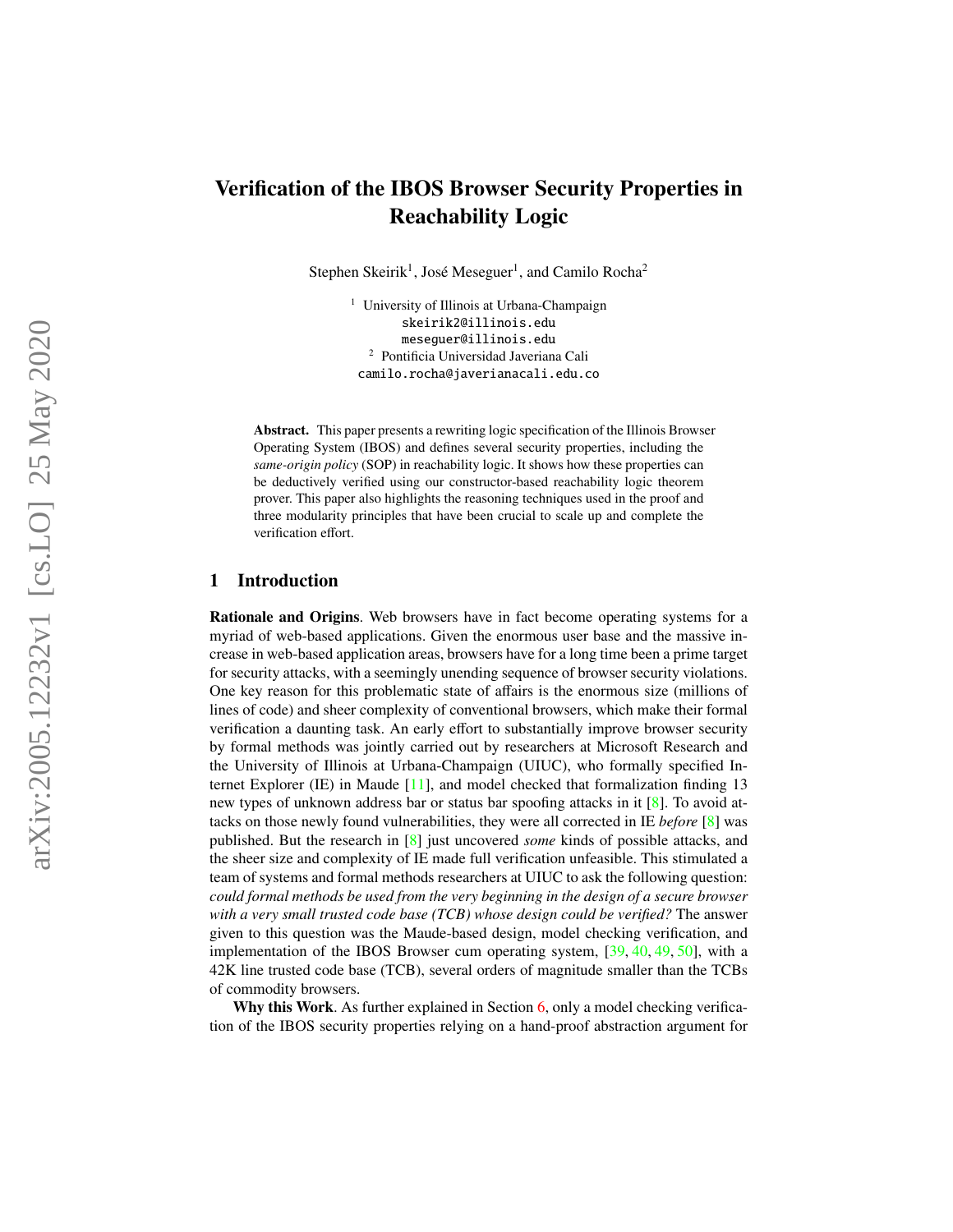# Verification of the IBOS Browser Security Properties in Reachability Logic

Stephen Skeirik[1], José Meseguer[1], and Camilo Rocha[2]

[1] University of Illinois at Urbana-Champaign
skeirik2@illinois.edu
meseguer@illinois.edu
[2] Pontificia Universidad Javeriana Cali
camilo.rocha@javerianacali.edu.co

**Abstract.** This paper presents a rewriting logic specification of the Illinois Browser Operating System (IBOS) and defines several security properties, including the *same-origin policy* (SOP) in reachability logic. It shows how these properties can be deductively verified using our constructor-based reachability logic theorem prover. This paper also highlights the reasoning techniques used in the proof and three modularity principles that have been crucial to scale up and complete the verification effort.

## 1 Introduction

**Rationale and Origins**. Web browsers have in fact become operating systems for a myriad of web-based applications. Given the enormous user base and the massive increase in web-based application areas, browsers have for a long time been a prime target for security attacks, with a seemingly unending sequence of browser security violations. One key reason for this problematic state of affairs is the enormous size (millions of lines of code) and sheer complexity of conventional browsers, which make their formal verification a daunting task. An early effort to substantially improve browser security by formal methods was jointly carried out by researchers at Microsoft Research and the University of Illinois at Urbana-Champaign (UIUC), who formally specified Internet Explorer (IE) in Maude [11], and model checked that formalization finding 13 new types of unknown address bar or status bar spoofing attacks in it [8]. To avoid attacks on those newly found vulnerabilities, they were all corrected in IE *before* [8] was published. But the research in [8] just uncovered *some* kinds of possible attacks, and the sheer size and complexity of IE made full verification unfeasible. This stimulated a team of systems and formal methods researchers at UIUC to ask the following question: *could formal methods be used from the very beginning in the design of a secure browser with a very small trusted code base (TCB) whose design could be verified?* The answer given to this question was the Maude-based design, model checking verification, and implementation of the IBOS Browser cum operating system, [39, 40, 49, 50], with a 42K line trusted code base (TCB), several orders of magnitude smaller than the TCBs of commodity browsers.

**Why this Work**. As further explained in Section 6, only a model checking verification of the IBOS security properties relying on a hand-proof abstraction argument for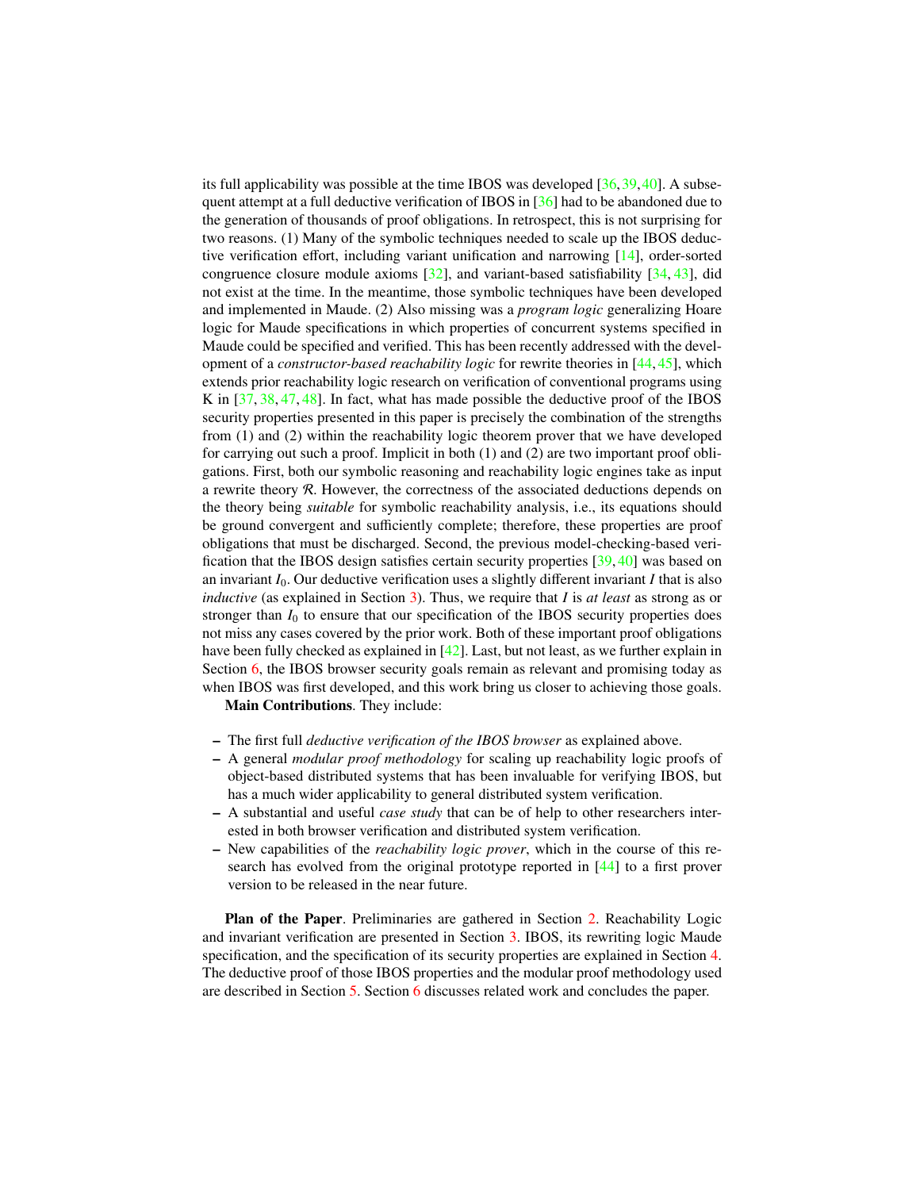its full applicability was possible at the time IBOS was developed [36,39,40]. A subsequent attempt at a full deductive verification of IBOS in [36] had to be abandoned due to the generation of thousands of proof obligations. In retrospect, this is not surprising for two reasons. (1) Many of the symbolic techniques needed to scale up the IBOS deductive verification effort, including variant unification and narrowing [14], order-sorted congruence closure module axioms [32], and variant-based satisfiability [34,43], did not exist at the time. In the meantime, those symbolic techniques have been developed and implemented in Maude. (2) Also missing was a *program logic* generalizing Hoare logic for Maude specifications in which properties of concurrent systems specified in Maude could be specified and verified. This has been recently addressed with the development of a *constructor-based reachability logic* for rewrite theories in [44,45], which extends prior reachability logic research on verification of conventional programs using K in [37,38,47,48]. In fact, what has made possible the deductive proof of the IBOS security properties presented in this paper is precisely the combination of the strengths from (1) and (2) within the reachability logic theorem prover that we have developed for carrying out such a proof. Implicit in both (1) and (2) are two important proof obligations. First, both our symbolic reasoning and reachability logic engines take as input a rewrite theory $\mathcal{R}$. However, the correctness of the associated deductions depends on the theory being *suitable* for symbolic reachability analysis, i.e., its equations should be ground convergent and sufficiently complete; therefore, these properties are proof obligations that must be discharged. Second, the previous model-checking-based verification that the IBOS design satisfies certain security properties [39,40] was based on an invariant $I_0$. Our deductive verification uses a slightly different invariant $I$ that is also *inductive* (as explained in Section 3). Thus, we require that $I$ is *at least* as strong as or stronger than $I_0$ to ensure that our specification of the IBOS security properties does not miss any cases covered by the prior work. Both of these important proof obligations have been fully checked as explained in [42]. Last, but not least, as we further explain in Section 6, the IBOS browser security goals remain as relevant and promising today as when IBOS was first developed, and this work bring us closer to achieving those goals.

**Main Contributions**. They include:

- The first full *deductive verification of the IBOS browser* as explained above.
- A general *modular proof methodology* for scaling up reachability logic proofs of object-based distributed systems that has been invaluable for verifying IBOS, but has a much wider applicability to general distributed system verification.
- A substantial and useful *case study* that can be of help to other researchers interested in both browser verification and distributed system verification.
- New capabilities of the *reachability logic prover*, which in the course of this research has evolved from the original prototype reported in [44] to a first prover version to be released in the near future.

**Plan of the Paper**. Preliminaries are gathered in Section 2. Reachability Logic and invariant verification are presented in Section 3. IBOS, its rewriting logic Maude specification, and the specification of its security properties are explained in Section 4. The deductive proof of those IBOS properties and the modular proof methodology used are described in Section 5. Section 6 discusses related work and concludes the paper.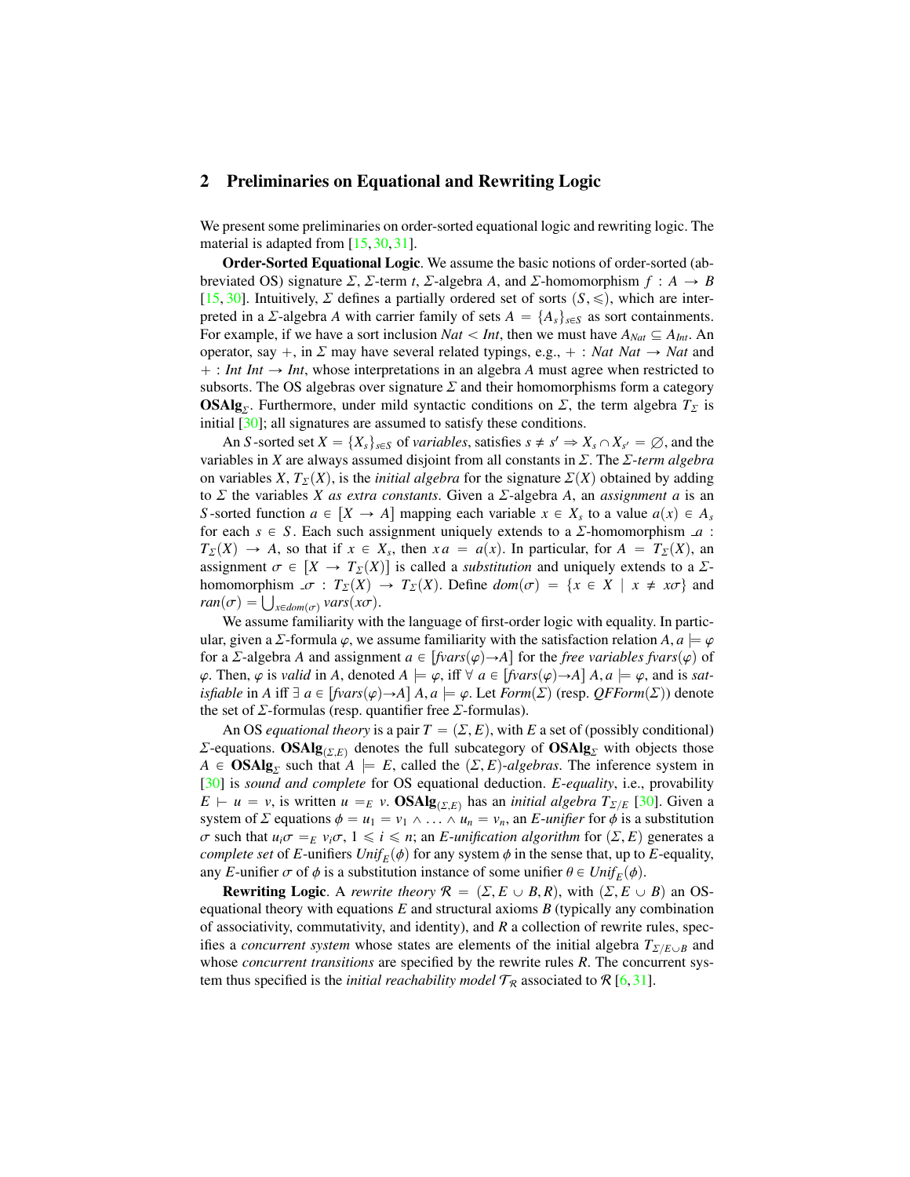## 2 Preliminaries on Equational and Rewriting Logic

We present some preliminaries on order-sorted equational logic and rewriting logic. The material is adapted from [15, 30, 31].

**Order-Sorted Equational Logic**. We assume the basic notions of order-sorted (abbreviated OS) signature $\Sigma$, $\Sigma$-term $t$, $\Sigma$-algebra $A$, and $\Sigma$-homomorphism $f : A \to B$ [15, 30]. Intuitively, $\Sigma$ defines a partially ordered set of sorts $(S, \leqslant)$, which are interpreted in a $\Sigma$-algebra $A$ with carrier family of sets $A = \{A_s\}_{s \in S}$ as sort containments. For example, if we have a sort inclusion $Nat < Int$, then we must have $A_{Nat} \subseteq A_{Int}$. An operator, say $+$, in $\Sigma$ may have several related typings, e.g., $+ : Nat\ Nat \to Nat$ and $+ : Int\ Int \to Int$, whose interpretations in an algebra $A$ must agree when restricted to subsorts. The OS algebras over signature $\Sigma$ and their homomorphisms form a category $\mathbf{OSAlg}_\Sigma$. Furthermore, under mild syntactic conditions on $\Sigma$, the term algebra $T_\Sigma$ is initial [30]; all signatures are assumed to satisfy these conditions.

An $S$-sorted set $X = \{X_s\}_{s \in S}$ of *variables*, satisfies $s \neq s' \Rightarrow X_s \cap X_{s'} = \emptyset$, and the variables in $X$ are always assumed disjoint from all constants in $\Sigma$. The *$\Sigma$-term algebra* on variables $X$, $T_\Sigma(X)$, is the *initial algebra* for the signature $\Sigma(X)$ obtained by adding to $\Sigma$ the variables $X$ *as extra constants*. Given a $\Sigma$-algebra $A$, an *assignment* $a$ is an $S$-sorted function $a \in [X \to A]$ mapping each variable $x \in X_s$ to a value $a(x) \in A_s$ for each $s \in S$. Each such assignment uniquely extends to a $\Sigma$-homomorphism $\_a : T_\Sigma(X) \to A$, so that if $x \in X_s$, then $x a = a(x)$. In particular, for $A = T_\Sigma(X)$, an assignment $\sigma \in [X \to T_\Sigma(X)]$ is called a *substitution* and uniquely extends to a $\Sigma$-homomorphism $\_\sigma : T_\Sigma(X) \to T_\Sigma(X)$. Define $dom(\sigma) = \{x \in X \mid x \neq x\sigma\}$ and $ran(\sigma) = \bigcup_{x \in dom(\sigma)} vars(x\sigma)$.

We assume familiarity with the language of first-order logic with equality. In particular, given a $\Sigma$-formula $\varphi$, we assume familiarity with the satisfaction relation $A, a \models \varphi$ for a $\Sigma$-algebra $A$ and assignment $a \in [fvars(\varphi) \to A]$ for the *free variables* $fvars(\varphi)$ of $\varphi$. Then, $\varphi$ is *valid* in $A$, denoted $A \models \varphi$, iff $\forall\ a \in [fvars(\varphi) \to A]\ A, a \models \varphi$, and is *satisfiable* in $A$ iff $\exists\ a \in [fvars(\varphi) \to A]\ A, a \models \varphi$. Let $Form(\Sigma)$ (resp. $QFForm(\Sigma)$) denote the set of $\Sigma$-formulas (resp. quantifier free $\Sigma$-formulas).

An OS *equational theory* is a pair $T = (\Sigma, E)$, with $E$ a set of (possibly conditional) $\Sigma$-equations. $\mathbf{OSAlg}_{(\Sigma,E)}$ denotes the full subcategory of $\mathbf{OSAlg}_\Sigma$ with objects those $A \in \mathbf{OSAlg}_\Sigma$ such that $A \models E$, called the *$(\Sigma, E)$-algebras*. The inference system in [30] is *sound and complete* for OS equational deduction. *E-equality*, i.e., provability $E \vdash u = v$, is written $u =_E v$. $\mathbf{OSAlg}_{(\Sigma,E)}$ has an *initial algebra* $T_{\Sigma/E}$ [30]. Given a system of $\Sigma$ equations $\phi = u_1 = v_1 \wedge \ldots \wedge u_n = v_n$, an *E-unifier* for $\phi$ is a substitution $\sigma$ such that $u_i\sigma =_E v_i\sigma$, $1 \leqslant i \leqslant n$; an *E-unification algorithm* for $(\Sigma, E)$ generates a *complete set* of $E$-unifiers $Unif_E(\phi)$ for any system $\phi$ in the sense that, up to $E$-equality, any $E$-unifier $\sigma$ of $\phi$ is a substitution instance of some unifier $\theta \in Unif_E(\phi)$.

**Rewriting Logic**. A *rewrite theory* $\mathcal{R} = (\Sigma, E \cup B, R)$, with $(\Sigma, E \cup B)$ an OS-equational theory with equations $E$ and structural axioms $B$ (typically any combination of associativity, commutativity, and identity), and $R$ a collection of rewrite rules, specifies a *concurrent system* whose states are elements of the initial algebra $T_{\Sigma/E \cup B}$ and whose *concurrent transitions* are specified by the rewrite rules $R$. The concurrent system thus specified is the *initial reachability model* $\mathcal{T}_\mathcal{R}$ associated to $\mathcal{R}$ [6, 31].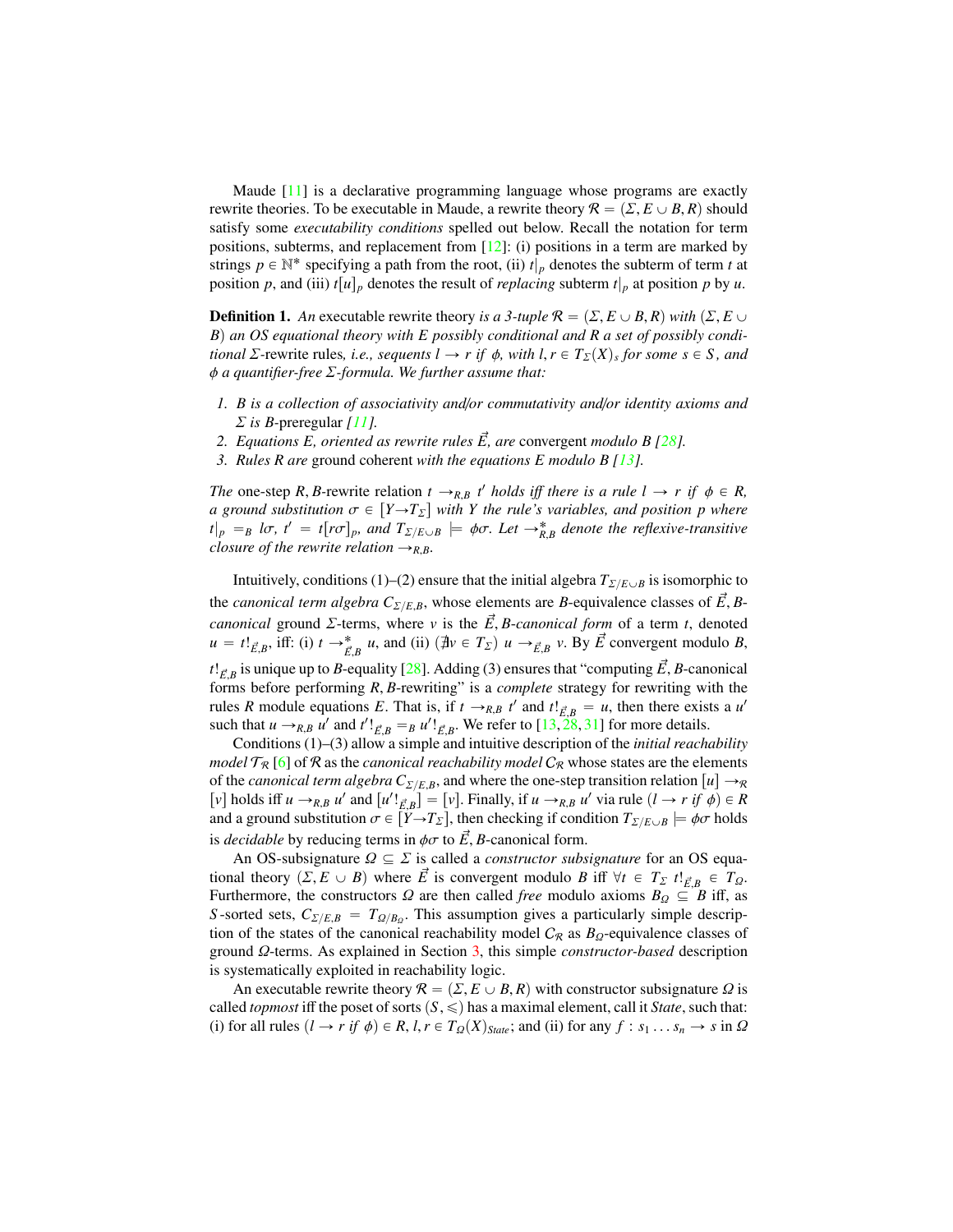Maude [11] is a declarative programming language whose programs are exactly rewrite theories. To be executable in Maude, a rewrite theory $\mathcal{R} = (\Sigma, E \cup B, R)$ should satisfy some *executability conditions* spelled out below. Recall the notation for term positions, subterms, and replacement from [12]: (i) positions in a term are marked by strings $p \in \mathbb{N}^*$ specifying a path from the root, (ii) $t|_p$ denotes the subterm of term $t$ at position $p$, and (iii) $t[u]_p$ denotes the result of *replacing* subterm $t|_p$ at position $p$ by $u$.

**Definition 1.** *An* executable rewrite theory *is a 3-tuple $\mathcal{R} = (\Sigma, E \cup B, R)$ with $(\Sigma, E \cup B)$ an OS equational theory with $E$ possibly conditional and $R$ a set of possibly conditional $\Sigma$-*rewrite rules*, i.e., sequents $l \to r$ if $\phi$, with $l, r \in T_\Sigma(X)_s$ for some $s \in S$, and $\phi$ a quantifier-free $\Sigma$-formula. We further assume that:*

1. *$B$ is a collection of associativity and/or commutativity and/or identity axioms and $\Sigma$ is $B$-*preregular *[11].*
2. *Equations $E$, oriented as rewrite rules $\vec{E}$, are* convergent *modulo $B$ [28].*
3. *Rules $R$ are* ground coherent *with the equations $E$ modulo $B$ [13].*

*The* one-step $R,B$-rewrite relation *$t \to_{R,B} t'$ holds iff there is a rule $l \to r$ if $\phi \in R$, a ground substitution $\sigma \in [Y \to T_\Sigma]$ with $Y$ the rule's variables, and position $p$ where $t|_p =_B l\sigma$, $t' = t[r\sigma]_p$, and $T_{\Sigma/E\cup B} \models \phi\sigma$. Let $\to^*_{R,B}$ denote the reflexive-transitive closure of the rewrite relation $\to_{R,B}$.*

Intuitively, conditions (1)–(2) ensure that the initial algebra $T_{\Sigma/E\cup B}$ is isomorphic to the *canonical term algebra* $C_{\Sigma/E,B}$, whose elements are $B$-equivalence classes of $\vec{E}, B$-*canonical* ground $\Sigma$-terms, where $v$ is the $\vec{E}, B$-*canonical form* of a term $t$, denoted $u = t!_{\vec{E},B}$, iff: (i) $t \to^*_{\vec{E},B} u$, and (ii) $(\nexists v \in T_\Sigma)\ u \to_{\vec{E},B} v$. By $\vec{E}$ convergent modulo $B$, $t!_{\vec{E},B}$ is unique up to $B$-equality [28]. Adding (3) ensures that "computing $\vec{E}, B$-canonical forms before performing $R, B$-rewriting" is a *complete* strategy for rewriting with the rules $R$ module equations $E$. That is, if $t \to_{R,B} t'$ and $t!_{\vec{E},B} = u$, then there exists a $u'$ such that $u \to_{R,B} u'$ and $t'!_{\vec{E},B} =_B u'!_{\vec{E},B}$. We refer to [13, 28, 31] for more details.

Conditions (1)–(3) allow a simple and intuitive description of the *initial reachability model* $\mathcal{T}_\mathcal{R}$ [6] of $\mathcal{R}$ as the *canonical reachability model* $\mathcal{C}_\mathcal{R}$ whose states are the elements of the *canonical term algebra* $C_{\Sigma/E,B}$, and where the one-step transition relation $[u] \to_\mathcal{R} [v]$ holds iff $u \to_{R,B} u'$ and $[u'!_{\vec{E},B}] = [v]$. Finally, if $u \to_{R,B} u'$ via rule $(l \to r$ *if* $\phi) \in R$ and a ground substitution $\sigma \in [Y \to T_\Sigma]$, then checking if condition $T_{\Sigma/E\cup B} \models \phi\sigma$ holds is *decidable* by reducing terms in $\phi\sigma$ to $\vec{E}, B$-canonical form.

An OS-subsignature $\Omega \subseteq \Sigma$ is called a *constructor subsignature* for an OS equational theory $(\Sigma, E \cup B)$ where $\vec{E}$ is convergent modulo $B$ iff $\forall t \in T_\Sigma\ t!_{\vec{E},B} \in T_\Omega$. Furthermore, the constructors $\Omega$ are then called *free* modulo axioms $B_\Omega \subseteq B$ iff, as $S$-sorted sets, $C_{\Sigma/E,B} = T_{\Omega/B_\Omega}$. This assumption gives a particularly simple description of the states of the canonical reachability model $\mathcal{C}_\mathcal{R}$ as $B_\Omega$-equivalence classes of ground $\Omega$-terms. As explained in Section 3, this simple *constructor-based* description is systematically exploited in reachability logic.

An executable rewrite theory $\mathcal{R} = (\Sigma, E \cup B, R)$ with constructor subsignature $\Omega$ is called *topmost* iff the poset of sorts $(S, \leqslant)$ has a maximal element, call it *State*, such that: (i) for all rules $(l \to r$ *if* $\phi) \in R$, $l, r \in T_\Omega(X)_{State}$; and (ii) for any $f : s_1 \ldots s_n \to s$ in $\Omega$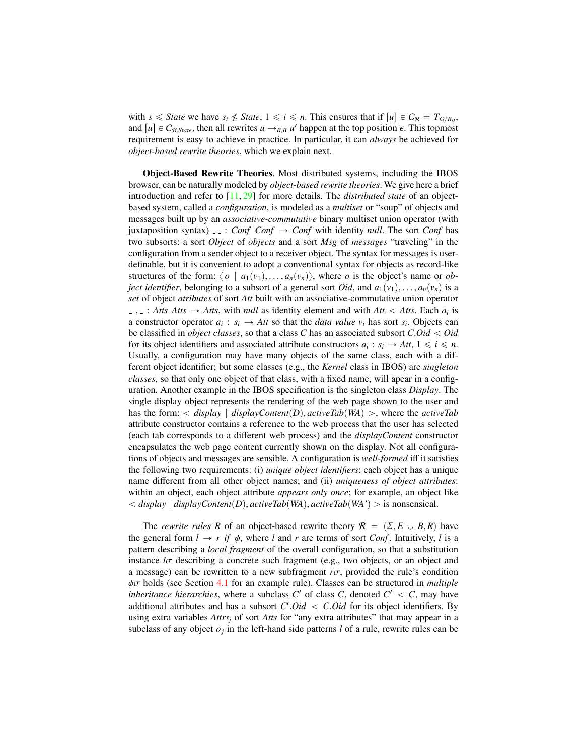with $s \leqslant State$ we have $s_i \nleq State$, $1 \leqslant i \leqslant n$. This ensures that if $[u] \in C_{\mathcal{R}} = T_{\Omega/B_\Omega}$, and $[u] \in C_{\mathcal{R},State}$, then all rewrites $u \rightarrow_{R,B} u'$ happen at the top position $\epsilon$. This topmost requirement is easy to achieve in practice. In particular, it can *always* be achieved for *object-based rewrite theories*, which we explain next.

**Object-Based Rewrite Theories**. Most distributed systems, including the IBOS browser, can be naturally modeled by *object-based rewrite theories*. We give here a brief introduction and refer to [11, 29] for more details. The *distributed state* of an object-based system, called a *configuration*, is modeled as a *multiset* or "soup" of objects and messages built up by an *associative-commutative* binary multiset union operator (with juxtaposition syntax) $\_\,\_ : Conf\ Conf \rightarrow Conf$ with identity *null*. The sort *Conf* has two subsorts: a sort *Object* of *objects* and a sort *Msg* of *messages* "traveling" in the configuration from a sender object to a receiver object. The syntax for messages is user-definable, but it is convenient to adopt a conventional syntax for objects as record-like structures of the form: $\langle\, o \mid a_1(v_1), \ldots, a_n(v_n) \rangle$, where $o$ is the object's name or *object identifier*, belonging to a subsort of a general sort *Oid*, and $a_1(v_1), \ldots, a_n(v_n)$ is a *set* of object *atributes* of sort *Att* built with an associative-commutative union operator $\_\,,\_ : Atts\ Atts \rightarrow Atts$, with *null* as identity element and with $Att < Atts$. Each $a_i$ is a constructor operator $a_i : s_i \rightarrow Att$ so that the *data value* $v_i$ has sort $s_i$. Objects can be classified in *object classes*, so that a class $C$ has an associated subsort $C.Oid < Oid$ for its object identifiers and associated attribute constructors $a_i : s_i \rightarrow Att$, $1 \leqslant i \leqslant n$. Usually, a configuration may have many objects of the same class, each with a different object identifier; but some classes (e.g., the *Kernel* class in IBOS) are *singleton classes*, so that only one object of that class, with a fixed name, will apear in a configuration. Another example in the IBOS specification is the singleton class *Display*. The single display object represents the rendering of the web page shown to the user and has the form: $< display \mid displayContent(D), activeTab(WA) >$, where the *activeTab* attribute constructor contains a reference to the web process that the user has selected (each tab corresponds to a different web process) and the *displayContent* constructor encapsulates the web page content currently shown on the display. Not all configurations of objects and messages are sensible. A configuration is *well-formed* iff it satisfies the following two requirements: (i) *unique object identifiers*: each object has a unique name different from all other object names; and (ii) *uniqueness of object attributes*: within an object, each object attribute *appears only once*; for example, an object like $< display \mid displayContent(D), activeTab(WA), activeTab(WA') >$ is nonsensical.

The *rewrite rules* $R$ of an object-based rewrite theory $\mathcal{R} = (\Sigma, E \cup B, R)$ have the general form $l \rightarrow r$ *if* $\phi$, where $l$ and $r$ are terms of sort *Conf*. Intuitively, $l$ is a pattern describing a *local fragment* of the overall configuration, so that a substitution instance $l\sigma$ describing a concrete such fragment (e.g., two objects, or an object and a message) can be rewritten to a new subfragment $r\sigma$, provided the rule's condition $\phi\sigma$ holds (see Section 4.1 for an example rule). Classes can be structured in *multiple inheritance hierarchies*, where a subclass $C'$ of class $C$, denoted $C' < C$, may have additional attributes and has a subsort $C'.Oid < C.Oid$ for its object identifiers. By using extra variables $Attrs_j$ of sort *Atts* for "any extra attributes" that may appear in a subclass of any object $o_j$ in the left-hand side patterns $l$ of a rule, rewrite rules can be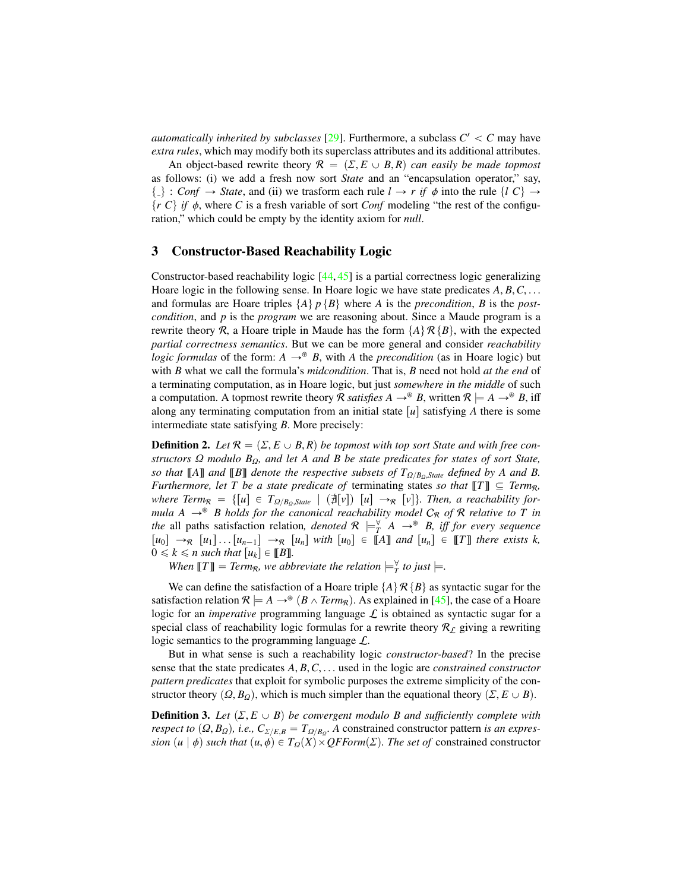*automatically inherited by subclasses* [29]. Furthermore, a subclass $C' < C$ may have *extra rules*, which may modify both its superclass attributes and its additional attributes.

An object-based rewrite theory $\mathcal{R} = (\Sigma, E \cup B, R)$ *can easily be made topmost* as follows: (i) we add a fresh now sort *State* and an "encapsulation operator," say, $\{\_\} : Conf \to State$, and (ii) we trasform each rule $l \to r$ *if* $\phi$ into the rule $\{l\ C\} \to \{r\ C\}$ *if* $\phi$, where $C$ is a fresh variable of sort *Conf* modeling "the rest of the configuration," which could be empty by the identity axiom for *null*.

## 3 Constructor-Based Reachability Logic

Constructor-based reachability logic [44, 45] is a partial correctness logic generalizing Hoare logic in the following sense. In Hoare logic we have state predicates $A, B, C, \ldots$ and formulas are Hoare triples $\{A\}\, p\, \{B\}$ where $A$ is the *precondition*, $B$ is the *postcondition*, and $p$ is the *program* we are reasoning about. Since a Maude program is a rewrite theory $\mathcal{R}$, a Hoare triple in Maude has the form $\{A\}\, \mathcal{R}\, \{B\}$, with the expected *partial correctness semantics*. But we can be more general and consider *reachability logic formulas* of the form: $A \to^{\circledast} B$, with $A$ the *precondition* (as in Hoare logic) but with $B$ what we call the formula's *midcondition*. That is, $B$ need not hold *at the end* of a terminating computation, as in Hoare logic, but just *somewhere in the middle* of such a computation. A topmost rewrite theory $\mathcal{R}$ *satisfies* $A \to^{\circledast} B$, written $\mathcal{R} \models A \to^{\circledast} B$, iff along any terminating computation from an initial state $[u]$ satisfying $A$ there is some intermediate state satisfying $B$. More precisely:

**Definition 2.** *Let $\mathcal{R} = (\Sigma, E \cup B, R)$ be topmost with top sort State and with free constructors $\Omega$ modulo $B_\Omega$, and let $A$ and $B$ be state predicates for states of sort State, so that $[\![A]\!]$ and $[\![B]\!]$ denote the respective subsets of $T_{\Omega/B_\Omega,State}$ defined by $A$ and $B$. Furthermore, let $T$ be a state predicate of* terminating *states so that $[\![T]\!] \subseteq Term_{\mathcal{R}}$, where $Term_{\mathcal{R}} = \{[u] \in T_{\Omega/B_\Omega,State} \mid (\nexists [v])\ [u] \to_{\mathcal{R}} [v]\}$. Then, a reachability formula $A \to^{\circledast} B$ holds for the canonical reachability model $\mathcal{C}_{\mathcal{R}}$ of $\mathcal{R}$ relative to $T$ in the* all paths satisfaction relation*, denoted $\mathcal{R} \models^{\forall}_{T} A \to^{\circledast} B$, iff for every sequence $[u_0] \to_{\mathcal{R}} [u_1] \ldots [u_{n-1}] \to_{\mathcal{R}} [u_n]$ with $[u_0] \in [\![A]\!]$ and $[u_n] \in [\![T]\!]$ there exists $k$, $0 \leqslant k \leqslant n$ such that $[u_k] \in [\![B]\!]$.*

*When $[\![T]\!] = Term_{\mathcal{R}}$, we abbreviate the relation $\models^{\forall}_{T}$ to just $\models$.*

We can define the satisfaction of a Hoare triple $\{A\}\, \mathcal{R}\, \{B\}$ as syntactic sugar for the satisfaction relation $\mathcal{R} \models A \to^{\circledast} (B \wedge Term_{\mathcal{R}})$. As explained in [45], the case of a Hoare logic for an *imperative* programming language $\mathcal{L}$ is obtained as syntactic sugar for a special class of reachability logic formulas for a rewrite theory $\mathcal{R}_{\mathcal{L}}$ giving a rewriting logic semantics to the programming language $\mathcal{L}$.

But in what sense is such a reachability logic *constructor-based*? In the precise sense that the state predicates $A, B, C, \ldots$ used in the logic are *constrained constructor pattern predicates* that exploit for symbolic purposes the extreme simplicity of the constructor theory $(\Omega, B_\Omega)$, which is much simpler than the equational theory $(\Sigma, E \cup B)$.

**Definition 3.** *Let $(\Sigma, E \cup B)$ be convergent modulo $B$ and sufficiently complete with respect to $(\Omega, B_\Omega)$, i.e., $C_{\Sigma/E,B} = T_{\Omega/B_\Omega}$. A* constrained constructor pattern *is an expression $(u \mid \phi)$ such that $(u, \phi) \in T_\Omega(X) \times QFForm(\Sigma)$. The set of* constrained constructor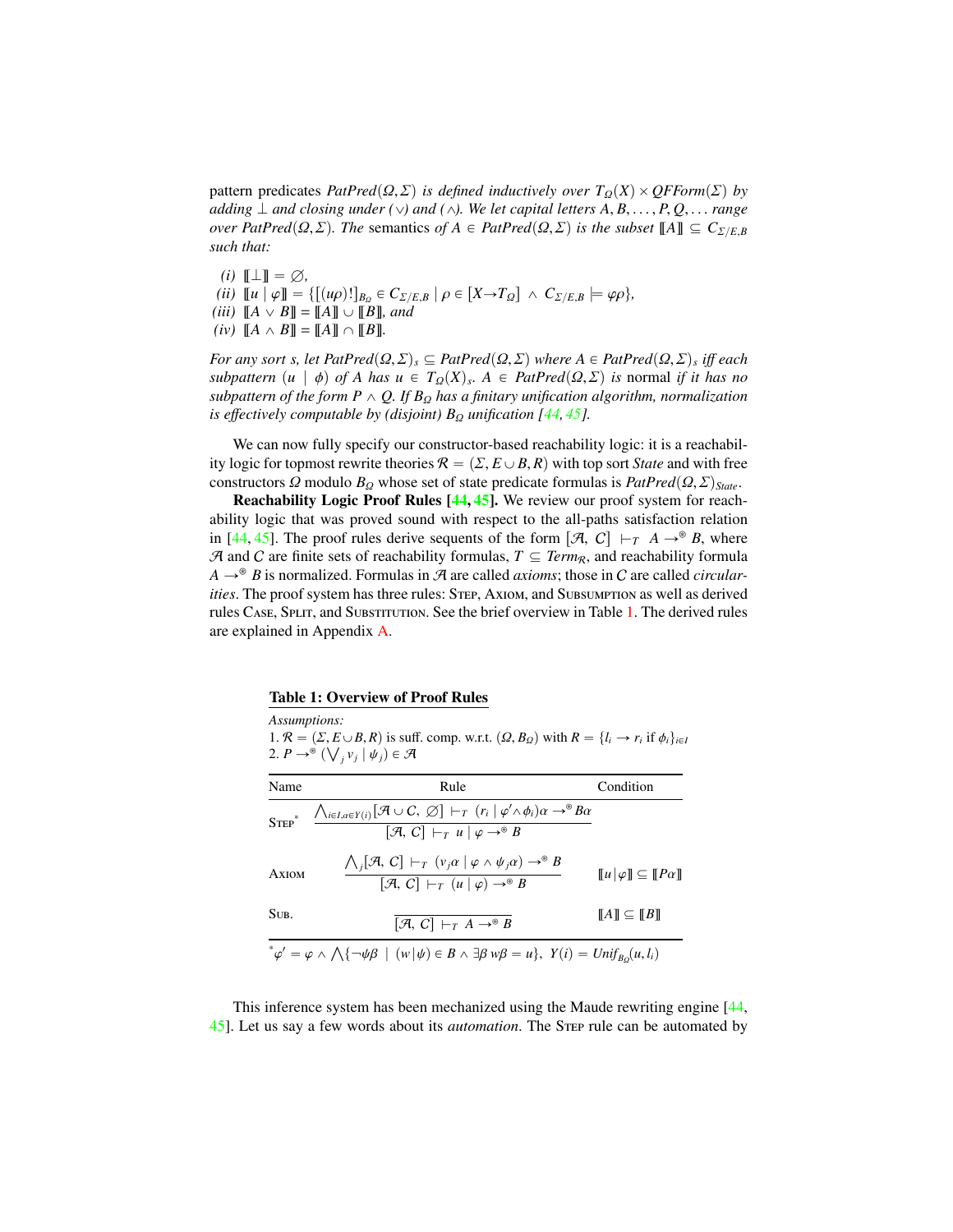pattern predicates $PatPred(\Omega,\Sigma)$ *is defined inductively over* $T_\Omega(X) \times QFForm(\Sigma)$ *by adding* $\perp$ *and closing under* ($\vee$) *and* ($\wedge$)*. We let capital letters* $A, B, \ldots, P, Q, \ldots$ *range over* $PatPred(\Omega,\Sigma)$*. The* semantics *of* $A \in PatPred(\Omega,\Sigma)$ *is the subset* $[\![A]\!] \subseteq C_{\Sigma/E,B}$ *such that:*

*(i)* $[\![\perp]\!] = \emptyset$,
*(ii)* $[\![u \mid \varphi]\!] = \{[(u\rho)!]_{B_\Omega} \in C_{\Sigma/E,B} \mid \rho \in [X \to T_\Omega] \ \wedge\ C_{\Sigma/E,B} \models \varphi\rho\}$,
*(iii)* $[\![A \vee B]\!] = [\![A]\!] \cup [\![B]\!]$*, and*
*(iv)* $[\![A \wedge B]\!] = [\![A]\!] \cap [\![B]\!]$.

*For any sort s, let* $PatPred(\Omega,\Sigma)_s \subseteq PatPred(\Omega,\Sigma)$ *where* $A \in PatPred(\Omega,\Sigma)_s$ *iff each subpattern* $(u \mid \phi)$ *of* $A$ *has* $u \in T_\Omega(X)_s$*.* $A \in PatPred(\Omega,\Sigma)$ *is* normal *if it has no subpattern of the form* $P \wedge Q$*. If* $B_\Omega$ *has a finitary unification algorithm, normalization is effectively computable by (disjoint)* $B_\Omega$ *unification [44, 45].*

We can now fully specify our constructor-based reachability logic: it is a reachability logic for topmost rewrite theories $\mathcal{R} = (\Sigma, E \cup B, R)$ with top sort *State* and with free constructors $\Omega$ modulo $B_\Omega$ whose set of state predicate formulas is $PatPred(\Omega,\Sigma)_{State}$.

**Reachability Logic Proof Rules [44, 45].** We review our proof system for reachability logic that was proved sound with respect to the all-paths satisfaction relation in [44, 45]. The proof rules derive sequents of the form $[\mathcal{A},\ \mathcal{C}] \vdash_T A \to^{\circledast} B$, where $\mathcal{A}$ and $\mathcal{C}$ are finite sets of reachability formulas, $T \subseteq Term_{\mathcal{R}}$, and reachability formula $A \to^{\circledast} B$ is normalized. Formulas in $\mathcal{A}$ are called *axioms*; those in $\mathcal{C}$ are called *circularities*. The proof system has three rules: Step, Axiom, and Subsumption as well as derived rules Case, Split, and Substitution. See the brief overview in Table 1. The derived rules are explained in Appendix A.

**Table 1: Overview of Proof Rules**

*Assumptions:*
1. $\mathcal{R} = (\Sigma, E \cup B, R)$ is suff. comp. w.r.t. $(\Omega, B_\Omega)$ with $R = \{l_i \to r_i \text{ if } \phi_i\}_{i \in I}$
2. $P \to^{\circledast} (\bigvee_j v_j \mid \psi_j) \in \mathcal{A}$

| Name | Rule | Condition |
|---|---|---|
| Step* | $\dfrac{\bigwedge_{i \in I, \alpha \in Y(i)} [\mathcal{A} \cup \mathcal{C},\ \emptyset] \vdash_T (r_i \mid \varphi' \wedge \phi_i)\alpha \to^{\circledast} B\alpha}{[\mathcal{A},\ \mathcal{C}] \vdash_T u \mid \varphi \to^{\circledast} B}$ | |
| Axiom | $\dfrac{\bigwedge_j [\mathcal{A},\ \mathcal{C}] \vdash_T (v_j\alpha \mid \varphi \wedge \psi_j\alpha) \to^{\circledast} B}{[\mathcal{A},\ \mathcal{C}] \vdash_T (u \mid \varphi) \to^{\circledast} B}$ | $[\![u \mid \varphi]\!] \subseteq [\![P\alpha]\!]$ |
| Sub. | $\dfrac{}{[\mathcal{A},\ \mathcal{C}] \vdash_T A \to^{\circledast} B}$ | $[\![A]\!] \subseteq [\![B]\!]$ |

$^*\varphi' = \varphi \wedge \bigwedge\{\neg\psi\beta \mid (w \mid \psi) \in B \wedge \exists\beta\, w\beta = u\},\ Y(i) = Unif_{B_\Omega}(u, l_i)$

This inference system has been mechanized using the Maude rewriting engine [44, 45]. Let us say a few words about its *automation*. The Step rule can be automated by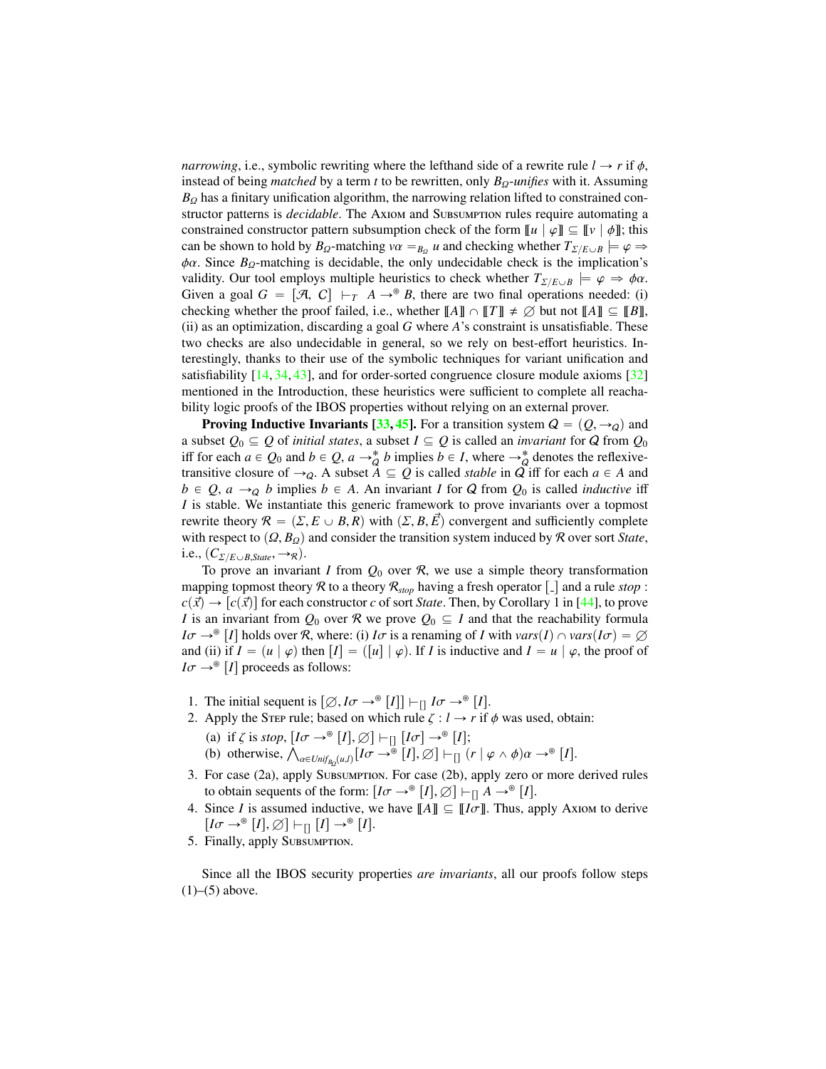*narrowing*, i.e., symbolic rewriting where the lefthand side of a rewrite rule $l \to r$ if $\phi$, instead of being *matched* by a term $t$ to be rewritten, only $B_\Omega$*-unifies* with it. Assuming $B_\Omega$ has a finitary unification algorithm, the narrowing relation lifted to constrained constructor patterns is *decidable*. The Axiom and Subsumption rules require automating a constrained constructor pattern subsumption check of the form $[\![u \mid \varphi]\!] \subseteq [\![v \mid \phi]\!]$; this can be shown to hold by $B_\Omega$-matching $v\alpha =_{B_\Omega} u$ and checking whether $T_{\Sigma/E\cup B} \models \varphi \Rightarrow \phi\alpha$. Since $B_\Omega$-matching is decidable, the only undecidable check is the implication's validity. Our tool employs multiple heuristics to check whether $T_{\Sigma/E\cup B} \models \varphi \Rightarrow \phi\alpha$. Given a goal $G = [\mathcal{A},\ C] \vdash_T A \to^{\circledast} B$, there are two final operations needed: (i) checking whether the proof failed, i.e., whether $[\![A]\!] \cap [\![T]\!] \neq \varnothing$ but not $[\![A]\!] \subseteq [\![B]\!]$, (ii) as an optimization, discarding a goal $G$ where $A$'s constraint is unsatisfiable. These two checks are also undecidable in general, so we rely on best-effort heuristics. Interestingly, thanks to their use of the symbolic techniques for variant unification and satisfiability [14, 34, 43], and for order-sorted congruence closure module axioms [32] mentioned in the Introduction, these heuristics were sufficient to complete all reachability logic proofs of the IBOS properties without relying on an external prover.

**Proving Inductive Invariants [33, 45].** For a transition system $\mathcal{Q} = (Q, \to_{\mathcal{Q}})$ and a subset $Q_0 \subseteq Q$ of *initial states*, a subset $I \subseteq Q$ is called an *invariant* for $\mathcal{Q}$ from $Q_0$ iff for each $a \in Q_0$ and $b \in Q$, $a \to^*_{\mathcal{Q}} b$ implies $b \in I$, where $\to^*_{\mathcal{Q}}$ denotes the reflexive-transitive closure of $\to_{\mathcal{Q}}$. A subset $A \subseteq Q$ is called *stable* in $\mathcal{Q}$ iff for each $a \in A$ and $b \in Q$, $a \to_{\mathcal{Q}} b$ implies $b \in A$. An invariant $I$ for $\mathcal{Q}$ from $Q_0$ is called *inductive* iff $I$ is stable. We instantiate this generic framework to prove invariants over a topmost rewrite theory $\mathcal{R} = (\Sigma, E \cup B, R)$ with $(\Sigma, B, \vec{E})$ convergent and sufficiently complete with respect to $(\Omega, B_\Omega)$ and consider the transition system induced by $\mathcal{R}$ over sort *State*, i.e., $(C_{\Sigma/E\cup B,State}, \to_{\mathcal{R}})$.

To prove an invariant $I$ from $Q_0$ over $\mathcal{R}$, we use a simple theory transformation mapping topmost theory $\mathcal{R}$ to a theory $\mathcal{R}_{stop}$ having a fresh operator $[\_]$ and a rule *stop* : $c(\vec{x}) \to [c(\vec{x})]$ for each constructor $c$ of sort *State*. Then, by Corollary 1 in [44], to prove $I$ is an invariant from $Q_0$ over $\mathcal{R}$ we prove $Q_0 \subseteq I$ and that the reachability formula $I\sigma \to^{\circledast} [I]$ holds over $\mathcal{R}$, where: (i) $I\sigma$ is a renaming of $I$ with $vars(I) \cap vars(I\sigma) = \varnothing$ and (ii) if $I = (u \mid \varphi)$ then $[I] = ([u] \mid \varphi)$. If $I$ is inductive and $I = u \mid \varphi$, the proof of $I\sigma \to^{\circledast} [I]$ proceeds as follows:

1. The initial sequent is $[\varnothing, I\sigma \to^{\circledast} [I]] \vdash_{[]} I\sigma \to^{\circledast} [I]$.
2. Apply the Step rule; based on which rule $\zeta : l \to r$ if $\phi$ was used, obtain:
   (a) if $\zeta$ is *stop*, $[I\sigma \to^{\circledast} [I], \varnothing] \vdash_{[]} [I\sigma] \to^{\circledast} [I]$;
   (b) otherwise, $\bigwedge_{\alpha \in Unif_{B_\Omega}(u,l)} [I\sigma \to^{\circledast} [I], \varnothing] \vdash_{[]} (r \mid \varphi \wedge \phi)\alpha \to^{\circledast} [I]$.
3. For case (2a), apply Subsumption. For case (2b), apply zero or more derived rules to obtain sequents of the form: $[I\sigma \to^{\circledast} [I], \varnothing] \vdash_{[]} A \to^{\circledast} [I]$.
4. Since $I$ is assumed inductive, we have $[\![A]\!] \subseteq [\![I\sigma]\!]$. Thus, apply Axiom to derive $[I\sigma \to^{\circledast} [I], \varnothing] \vdash_{[]} [I] \to^{\circledast} [I]$.
5. Finally, apply Subsumption.

Since all the IBOS security properties *are invariants*, all our proofs follow steps (1)–(5) above.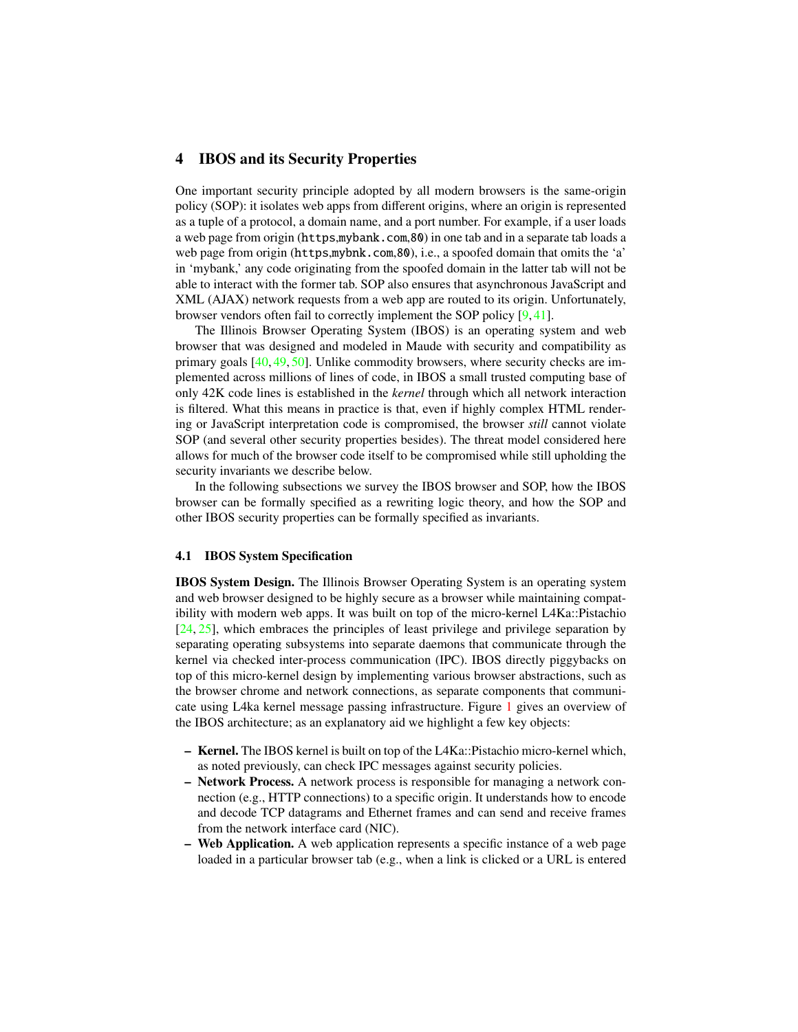## 4 IBOS and its Security Properties

One important security principle adopted by all modern browsers is the same-origin policy (SOP): it isolates web apps from different origins, where an origin is represented as a tuple of a protocol, a domain name, and a port number. For example, if a user loads a web page from origin (`https`,`mybank.com`,`80`) in one tab and in a separate tab loads a web page from origin (`https`,`mybnk.com`,`80`), i.e., a spoofed domain that omits the 'a' in 'mybank,' any code originating from the spoofed domain in the latter tab will not be able to interact with the former tab. SOP also ensures that asynchronous JavaScript and XML (AJAX) network requests from a web app are routed to its origin. Unfortunately, browser vendors often fail to correctly implement the SOP policy [9, 41].

The Illinois Browser Operating System (IBOS) is an operating system and web browser that was designed and modeled in Maude with security and compatibility as primary goals [40, 49, 50]. Unlike commodity browsers, where security checks are implemented across millions of lines of code, in IBOS a small trusted computing base of only 42K code lines is established in the *kernel* through which all network interaction is filtered. What this means in practice is that, even if highly complex HTML rendering or JavaScript interpretation code is compromised, the browser *still* cannot violate SOP (and several other security properties besides). The threat model considered here allows for much of the browser code itself to be compromised while still upholding the security invariants we describe below.

In the following subsections we survey the IBOS browser and SOP, how the IBOS browser can be formally specified as a rewriting logic theory, and how the SOP and other IBOS security properties can be formally specified as invariants.

### 4.1 IBOS System Specification

**IBOS System Design.** The Illinois Browser Operating System is an operating system and web browser designed to be highly secure as a browser while maintaining compatibility with modern web apps. It was built on top of the micro-kernel L4Ka::Pistachio [24, 25], which embraces the principles of least privilege and privilege separation by separating operating subsystems into separate daemons that communicate through the kernel via checked inter-process communication (IPC). IBOS directly piggybacks on top of this micro-kernel design by implementing various browser abstractions, such as the browser chrome and network connections, as separate components that communicate using L4ka kernel message passing infrastructure. Figure 1 gives an overview of the IBOS architecture; as an explanatory aid we highlight a few key objects:

- **Kernel.** The IBOS kernel is built on top of the L4Ka::Pistachio micro-kernel which, as noted previously, can check IPC messages against security policies.
- **Network Process.** A network process is responsible for managing a network connection (e.g., HTTP connections) to a specific origin. It understands how to encode and decode TCP datagrams and Ethernet frames and can send and receive frames from the network interface card (NIC).
- **Web Application.** A web application represents a specific instance of a web page loaded in a particular browser tab (e.g., when a link is clicked or a URL is entered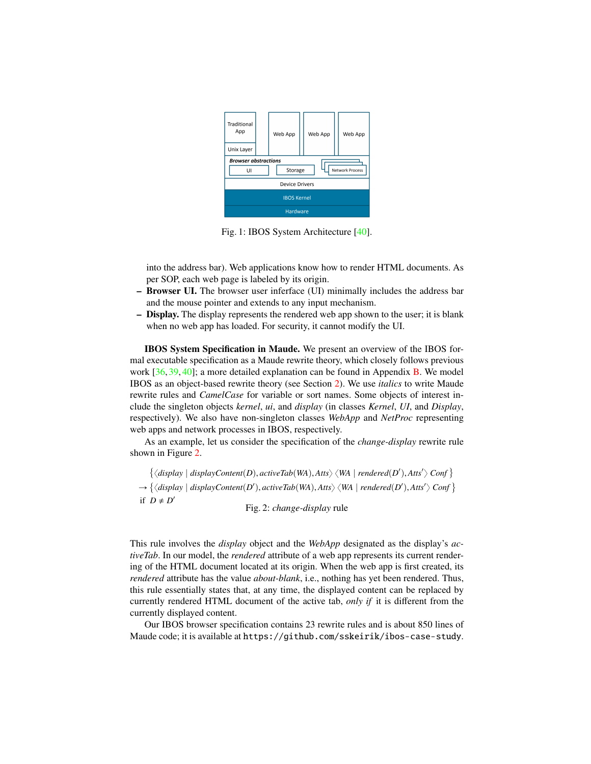Traditional App | Web App | Web App | Web App

Unix Layer

Browser abstractions: UI, Storage, Network Process

Device Drivers

IBOS Kernel

Hardware

Fig. 1: IBOS System Architecture [40].

into the address bar). Web applications know how to render HTML documents. As per SOP, each web page is labeled by its origin.

- **Browser UI.** The browser user inferface (UI) minimally includes the address bar and the mouse pointer and extends to any input mechanism.
- **Display.** The display represents the rendered web app shown to the user; it is blank when no web app has loaded. For security, it cannot modify the UI.

**IBOS System Specification in Maude.** We present an overview of the IBOS formal executable specification as a Maude rewrite theory, which closely follows previous work [36, 39, 40]; a more detailed explanation can be found in Appendix B. We model IBOS as an object-based rewrite theory (see Section 2). We use *italics* to write Maude rewrite rules and *CamelCase* for variable or sort names. Some objects of interest include the singleton objects *kernel*, *ui*, and *display* (in classes *Kernel*, *UI*, and *Display*, respectively). We also have non-singleton classes *WebApp* and *NetProc* representing web apps and network processes in IBOS, respectively.

As an example, let us consider the specification of the *change-display* rewrite rule shown in Figure 2.

$$
\begin{aligned}
&\{\langle \mathit{display} \mid \mathit{displayContent}(D), \mathit{activeTab}(WA), \mathit{Atts}\rangle\ \langle WA \mid \mathit{rendered}(D'), \mathit{Atts}'\rangle\ \mathit{Conf}\,\}\\
\to\ &\{\langle \mathit{display} \mid \mathit{displayContent}(D'), \mathit{activeTab}(WA), \mathit{Atts}\rangle\ \langle WA \mid \mathit{rendered}(D'), \mathit{Atts}'\rangle\ \mathit{Conf}\,\}\\
\text{if }\ & D \neq D'
\end{aligned}
$$

Fig. 2: *change-display* rule

This rule involves the *display* object and the *WebApp* designated as the display's *activeTab*. In our model, the *rendered* attribute of a web app represents its current rendering of the HTML document located at its origin. When the web app is first created, its *rendered* attribute has the value *about-blank*, i.e., nothing has yet been rendered. Thus, this rule essentially states that, at any time, the displayed content can be replaced by currently rendered HTML document of the active tab, *only if* it is different from the currently displayed content.

Our IBOS browser specification contains 23 rewrite rules and is about 850 lines of Maude code; it is available at `https://github.com/sskeirik/ibos-case-study`.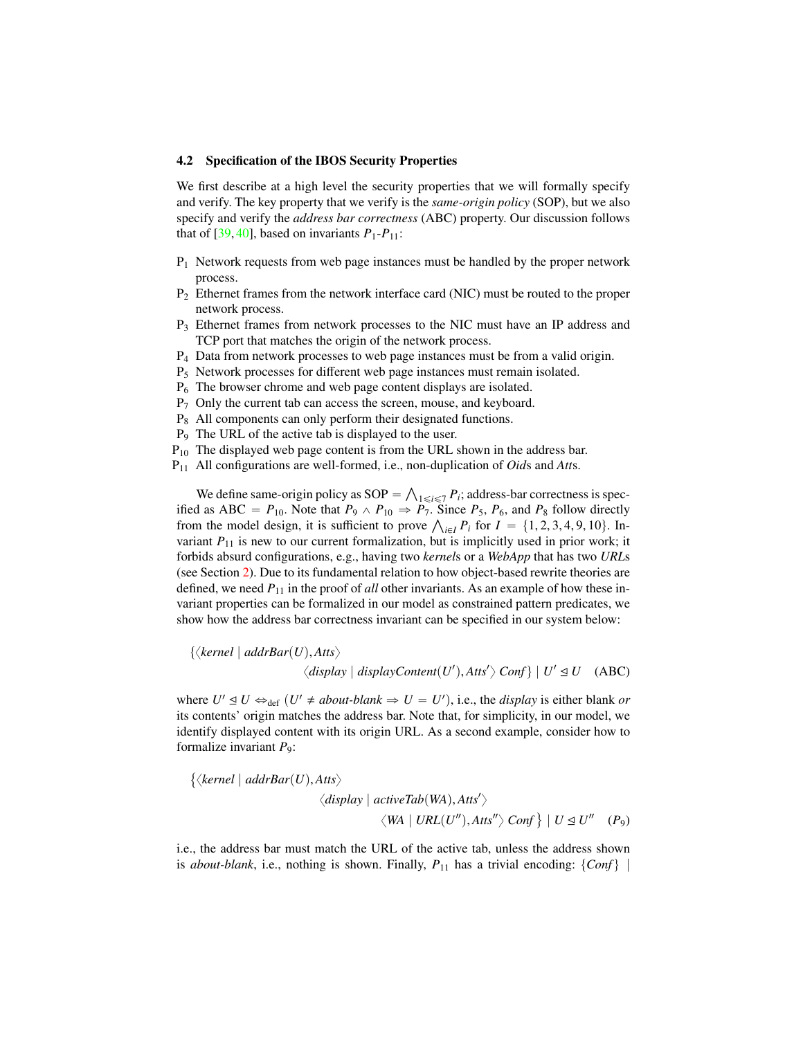### 4.2 Specification of the IBOS Security Properties

We first describe at a high level the security properties that we will formally specify and verify. The key property that we verify is the *same-origin policy* (SOP), but we also specify and verify the *address bar correctness* (ABC) property. Our discussion follows that of [39, 40], based on invariants $P_1$-$P_{11}$:

- $P_1$ Network requests from web page instances must be handled by the proper network process.
- $P_2$ Ethernet frames from the network interface card (NIC) must be routed to the proper network process.
- $P_3$ Ethernet frames from network processes to the NIC must have an IP address and TCP port that matches the origin of the network process.
- $P_4$ Data from network processes to web page instances must be from a valid origin.
- $P_5$ Network processes for different web page instances must remain isolated.
- $P_6$ The browser chrome and web page content displays are isolated.
- $P_7$ Only the current tab can access the screen, mouse, and keyboard.
- $P_8$ All components can only perform their designated functions.
- $P_9$ The URL of the active tab is displayed to the user.
- $P_{10}$ The displayed web page content is from the URL shown in the address bar.
- $P_{11}$ All configurations are well-formed, i.e., non-duplication of *Oid*s and *Att*s.

We define same-origin policy as SOP $= \bigwedge_{1 \leqslant i \leqslant 7} P_i$; address-bar correctness is specified as ABC $= P_{10}$. Note that $P_9 \wedge P_{10} \Rightarrow P_7$. Since $P_5$, $P_6$, and $P_8$ follow directly from the model design, it is sufficient to prove $\bigwedge_{i \in I} P_i$ for $I = \{1, 2, 3, 4, 9, 10\}$. Invariant $P_{11}$ is new to our current formalization, but is implicitly used in prior work; it forbids absurd configurations, e.g., having two *kernel*s or a *WebApp* that has two *URL*s (see Section 2). Due to its fundamental relation to how object-based rewrite theories are defined, we need $P_{11}$ in the proof of *all* other invariants. As an example of how these invariant properties can be formalized in our model as constrained pattern predicates, we show how the address bar correctness invariant can be specified in our system below:

$$\{\langle \mathit{kernel} \mid \mathit{addrBar}(U), \mathit{Atts}\rangle \; \langle \mathit{display} \mid \mathit{displayContent}(U'), \mathit{Atts}'\rangle \; \mathit{Conf}\} \mid U' \trianglelefteq U \quad \text{(ABC)}$$

where $U' \trianglelefteq U \Leftrightarrow_{\text{def}} (U' \neq \mathit{about\text{-}blank} \Rightarrow U = U')$, i.e., the *display* is either blank *or* its contents' origin matches the address bar. Note that, for simplicity, in our model, we identify displayed content with its origin URL. As a second example, consider how to formalize invariant $P_9$:

$$\{\langle \mathit{kernel} \mid \mathit{addrBar}(U), \mathit{Atts}\rangle \; \langle \mathit{display} \mid \mathit{activeTab}(\mathit{WA}), \mathit{Atts}'\rangle \; \langle \mathit{WA} \mid \mathit{URL}(U''), \mathit{Atts}''\rangle \; \mathit{Conf}\} \mid U \trianglelefteq U'' \quad (P_9)$$

i.e., the address bar must match the URL of the active tab, unless the address shown is *about-blank*, i.e., nothing is shown. Finally, $P_{11}$ has a trivial encoding: $\{\mathit{Conf}\}$ |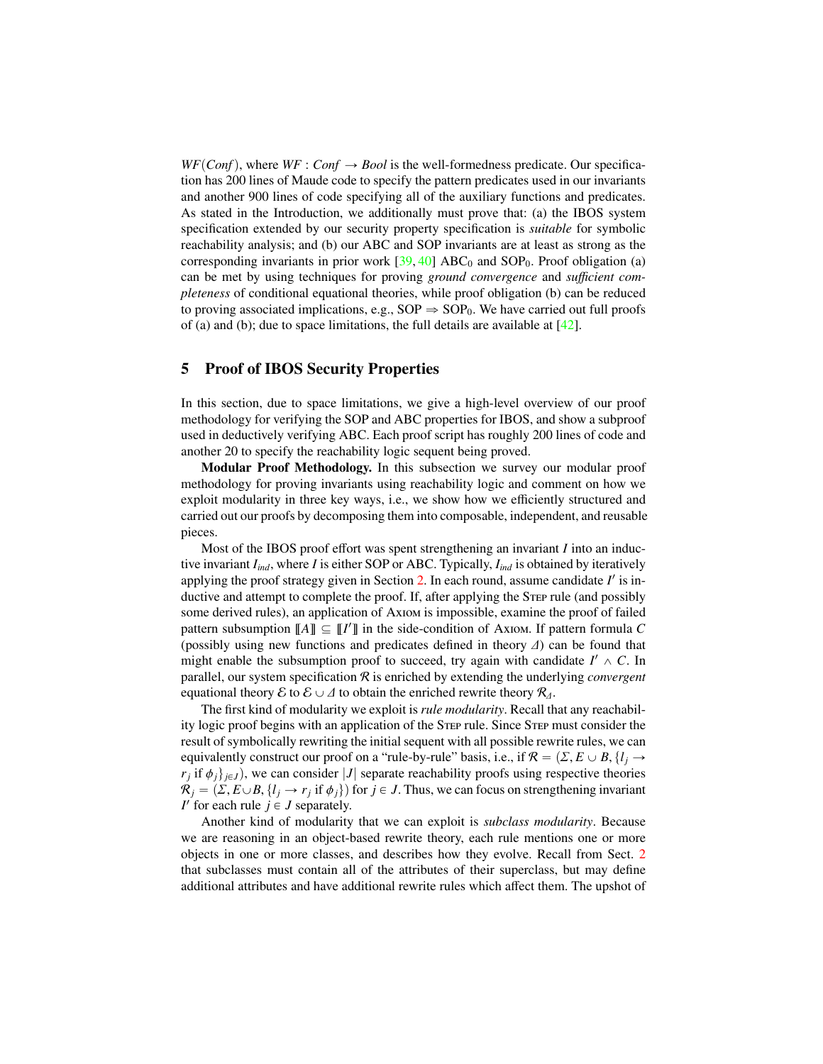$WF(Conf)$, where $WF : Conf \to Bool$ is the well-formedness predicate. Our specification has 200 lines of Maude code to specify the pattern predicates used in our invariants and another 900 lines of code specifying all of the auxiliary functions and predicates. As stated in the Introduction, we additionally must prove that: (a) the IBOS system specification extended by our security property specification is *suitable* for symbolic reachability analysis; and (b) our ABC and SOP invariants are at least as strong as the corresponding invariants in prior work [39, 40] $\mathrm{ABC}_0$ and $\mathrm{SOP}_0$. Proof obligation (a) can be met by using techniques for proving *ground convergence* and *sufficient completeness* of conditional equational theories, while proof obligation (b) can be reduced to proving associated implications, e.g., $\mathrm{SOP} \Rightarrow \mathrm{SOP}_0$. We have carried out full proofs of (a) and (b); due to space limitations, the full details are available at [42].

## 5 Proof of IBOS Security Properties

In this section, due to space limitations, we give a high-level overview of our proof methodology for verifying the SOP and ABC properties for IBOS, and show a subproof used in deductively verifying ABC. Each proof script has roughly 200 lines of code and another 20 to specify the reachability logic sequent being proved.

**Modular Proof Methodology.** In this subsection we survey our modular proof methodology for proving invariants using reachability logic and comment on how we exploit modularity in three key ways, i.e., we show how we efficiently structured and carried out our proofs by decomposing them into composable, independent, and reusable pieces.

Most of the IBOS proof effort was spent strengthening an invariant $I$ into an inductive invariant $I_{ind}$, where $I$ is either SOP or ABC. Typically, $I_{ind}$ is obtained by iteratively applying the proof strategy given in Section 2. In each round, assume candidate $I'$ is inductive and attempt to complete the proof. If, after applying the Step rule (and possibly some derived rules), an application of Axiom is impossible, examine the proof of failed pattern subsumption $[\![A]\!] \subseteq [\![I']\!]$ in the side-condition of Axiom. If pattern formula $C$ (possibly using new functions and predicates defined in theory $\Delta$) can be found that might enable the subsumption proof to succeed, try again with candidate $I' \wedge C$. In parallel, our system specification $\mathcal{R}$ is enriched by extending the underlying *convergent* equational theory $\mathcal{E}$ to $\mathcal{E} \cup \Delta$ to obtain the enriched rewrite theory $\mathcal{R}_\Delta$.

The first kind of modularity we exploit is *rule modularity*. Recall that any reachability logic proof begins with an application of the Step rule. Since Step must consider the result of symbolically rewriting the initial sequent with all possible rewrite rules, we can equivalently construct our proof on a "rule-by-rule" basis, i.e., if $\mathcal{R} = (\Sigma, E \cup B, \{l_j \to r_j \text{ if } \phi_j\}_{j \in J})$, we can consider $|J|$ separate reachability proofs using respective theories $\mathcal{R}_j = (\Sigma, E \cup B, \{l_j \to r_j \text{ if } \phi_j\})$ for $j \in J$. Thus, we can focus on strengthening invariant $I'$ for each rule $j \in J$ separately.

Another kind of modularity that we can exploit is *subclass modularity*. Because we are reasoning in an object-based rewrite theory, each rule mentions one or more objects in one or more classes, and describes how they evolve. Recall from Sect. 2 that subclasses must contain all of the attributes of their superclass, but may define additional attributes and have additional rewrite rules which affect them. The upshot of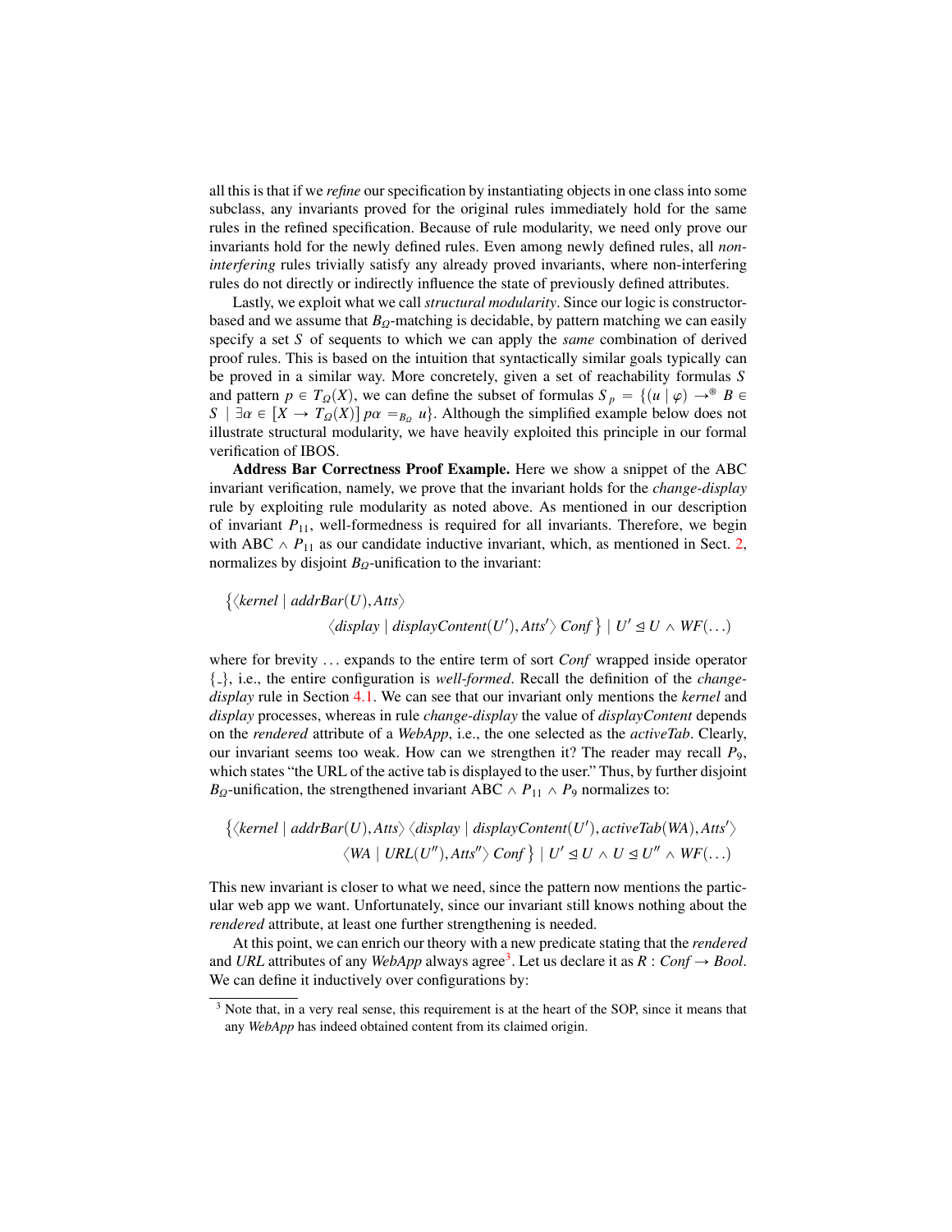all this is that if we *refine* our specification by instantiating objects in one class into some subclass, any invariants proved for the original rules immediately hold for the same rules in the refined specification. Because of rule modularity, we need only prove our invariants hold for the newly defined rules. Even among newly defined rules, all *non-interfering* rules trivially satisfy any already proved invariants, where non-interfering rules do not directly or indirectly influence the state of previously defined attributes.

Lastly, we exploit what we call *structural modularity*. Since our logic is constructor-based and we assume that $B_\Omega$-matching is decidable, by pattern matching we can easily specify a set $S$ of sequents to which we can apply the *same* combination of derived proof rules. This is based on the intuition that syntactically similar goals typically can be proved in a similar way. More concretely, given a set of reachability formulas $S$ and pattern $p \in T_\Omega(X)$, we can define the subset of formulas $S_p = \{(u \mid \varphi) \rightarrow^{\circledast} B \in S \mid \exists \alpha \in [X \rightarrow T_\Omega(X)]\; p\alpha =_{B_\Omega} u\}$. Although the simplified example below does not illustrate structural modularity, we have heavily exploited this principle in our formal verification of IBOS.

**Address Bar Correctness Proof Example.** Here we show a snippet of the ABC invariant verification, namely, we prove that the invariant holds for the *change-display* rule by exploiting rule modularity as noted above. As mentioned in our description of invariant $P_{11}$, well-formedness is required for all invariants. Therefore, we begin with ABC $\wedge$ $P_{11}$ as our candidate inductive invariant, which, as mentioned in Sect. 2, normalizes by disjoint $B_\Omega$-unification to the invariant:

$$\{\langle \mathit{kernel} \mid \mathit{addrBar}(U), \mathit{Atts}\rangle \\ \langle \mathit{display} \mid \mathit{displayContent}(U'), \mathit{Atts}'\rangle\; \mathit{Conf}\} \mid U' \trianglelefteq U \wedge \mathit{WF}(\ldots)$$

where for brevity $\ldots$ expands to the entire term of sort *Conf* wrapped inside operator $\{\_\}$, i.e., the entire configuration is *well-formed*. Recall the definition of the *change-display* rule in Section 4.1. We can see that our invariant only mentions the *kernel* and *display* processes, whereas in rule *change-display* the value of *displayContent* depends on the *rendered* attribute of a *WebApp*, i.e., the one selected as the *activeTab*. Clearly, our invariant seems too weak. How can we strengthen it? The reader may recall $P_9$, which states "the URL of the active tab is displayed to the user." Thus, by further disjoint $B_\Omega$-unification, the strengthened invariant ABC $\wedge$ $P_{11}$ $\wedge$ $P_9$ normalizes to:

$$\{\langle \mathit{kernel} \mid \mathit{addrBar}(U), \mathit{Atts}\rangle\, \langle \mathit{display} \mid \mathit{displayContent}(U'), \mathit{activeTab}(\mathit{WA}), \mathit{Atts}'\rangle \\ \langle \mathit{WA} \mid \mathit{URL}(U''), \mathit{Atts}''\rangle\; \mathit{Conf}\} \mid U' \trianglelefteq U \wedge U \trianglelefteq U'' \wedge \mathit{WF}(\ldots)$$

This new invariant is closer to what we need, since the pattern now mentions the particular web app we want. Unfortunately, since our invariant still knows nothing about the *rendered* attribute, at least one further strengthening is needed.

At this point, we can enrich our theory with a new predicate stating that the *rendered* and *URL* attributes of any *WebApp* always agree[3]. Let us declare it as $R : \mathit{Conf} \rightarrow \mathit{Bool}$. We can define it inductively over configurations by:

[3] Note that, in a very real sense, this requirement is at the heart of the SOP, since it means that any *WebApp* has indeed obtained content from its claimed origin.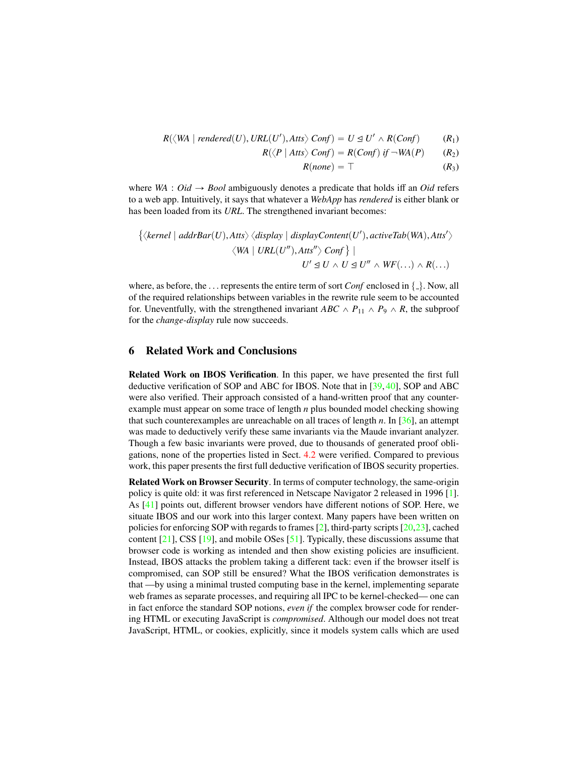$$R(\langle \mathit{WA} \mid \mathit{rendered}(U), \mathit{URL}(U'), \mathit{Atts}\rangle\ \mathit{Conf}) = U \trianglelefteq U' \wedge R(\mathit{Conf}) \qquad (R_1)$$

$$R(\langle P \mid \mathit{Atts}\rangle\ \mathit{Conf}) = R(\mathit{Conf})\ \mathit{if}\ \neg \mathit{WA}(P) \qquad (R_2)$$

$$R(\mathit{none}) = \top \qquad (R_3)$$

where $\mathit{WA} : \mathit{Oid} \to \mathit{Bool}$ ambiguously denotes a predicate that holds iff an *Oid* refers to a web app. Intuitively, it says that whatever a *WebApp* has *rendered* is either blank or has been loaded from its *URL*. The strengthened invariant becomes:

$$\big\{\langle \mathit{kernel} \mid \mathit{addrBar}(U), \mathit{Atts}\rangle\ \langle \mathit{display} \mid \mathit{displayContent}(U'), \mathit{activeTab}(\mathit{WA}), \mathit{Atts}'\rangle$$
$$\langle \mathit{WA} \mid \mathit{URL}(U''), \mathit{Atts}''\rangle\ \mathit{Conf}\,\big\} \mid$$
$$U' \trianglelefteq U \wedge U \trianglelefteq U'' \wedge \mathit{WF}(\ldots) \wedge R(\ldots)$$

where, as before, the ... represents the entire term of sort *Conf* enclosed in $\{\_\}$. Now, all of the required relationships between variables in the rewrite rule seem to be accounted for. Uneventfully, with the strengthened invariant $\mathit{ABC} \wedge P_{11} \wedge P_9 \wedge R$, the subproof for the *change-display* rule now succeeds.

## 6 Related Work and Conclusions

**Related Work on IBOS Verification**. In this paper, we have presented the first full deductive verification of SOP and ABC for IBOS. Note that in [39, 40], SOP and ABC were also verified. Their approach consisted of a hand-written proof that any counterexample must appear on some trace of length $n$ plus bounded model checking showing that such counterexamples are unreachable on all traces of length $n$. In [36], an attempt was made to deductively verify these same invariants via the Maude invariant analyzer. Though a few basic invariants were proved, due to thousands of generated proof obligations, none of the properties listed in Sect. 4.2 were verified. Compared to previous work, this paper presents the first full deductive verification of IBOS security properties.

**Related Work on Browser Security**. In terms of computer technology, the same-origin policy is quite old: it was first referenced in Netscape Navigator 2 released in 1996 [1]. As [41] points out, different browser vendors have different notions of SOP. Here, we situate IBOS and our work into this larger context. Many papers have been written on policies for enforcing SOP with regards to frames [2], third-party scripts [20,23], cached content [21], CSS [19], and mobile OSes [51]. Typically, these discussions assume that browser code is working as intended and then show existing policies are insufficient. Instead, IBOS attacks the problem taking a different tack: even if the browser itself is compromised, can SOP still be ensured? What the IBOS verification demonstrates is that —by using a minimal trusted computing base in the kernel, implementing separate web frames as separate processes, and requiring all IPC to be kernel-checked— one can in fact enforce the standard SOP notions, *even if* the complex browser code for rendering HTML or executing JavaScript is *compromised*. Although our model does not treat JavaScript, HTML, or cookies, explicitly, since it models system calls which are used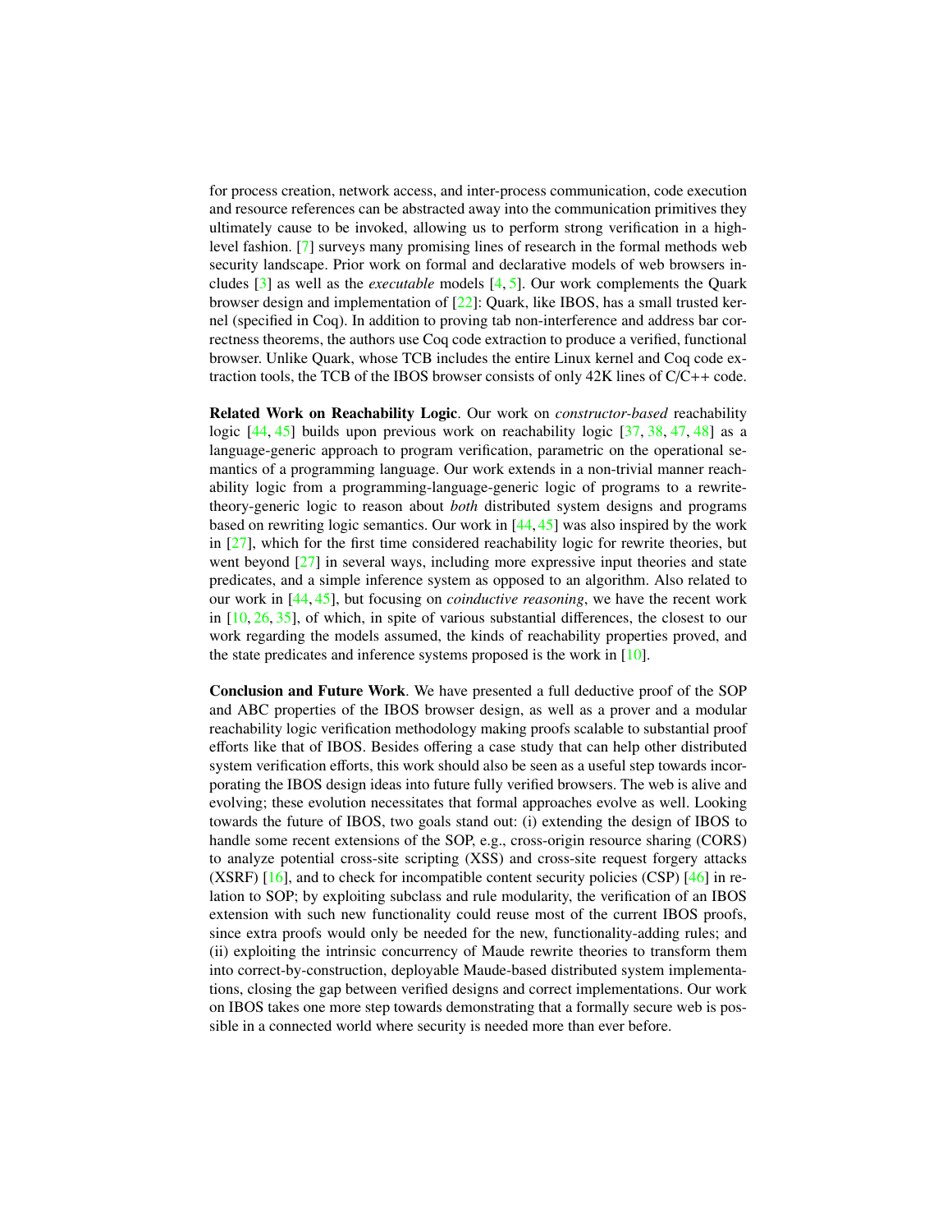for process creation, network access, and inter-process communication, code execution and resource references can be abstracted away into the communication primitives they ultimately cause to be invoked, allowing us to perform strong verification in a high-level fashion. [7] surveys many promising lines of research in the formal methods web security landscape. Prior work on formal and declarative models of web browsers includes [3] as well as the *executable* models [4, 5]. Our work complements the Quark browser design and implementation of [22]: Quark, like IBOS, has a small trusted kernel (specified in Coq). In addition to proving tab non-interference and address bar correctness theorems, the authors use Coq code extraction to produce a verified, functional browser. Unlike Quark, whose TCB includes the entire Linux kernel and Coq code extraction tools, the TCB of the IBOS browser consists of only 42K lines of C/C++ code.

**Related Work on Reachability Logic**. Our work on *constructor-based* reachability logic [44, 45] builds upon previous work on reachability logic [37, 38, 47, 48] as a language-generic approach to program verification, parametric on the operational semantics of a programming language. Our work extends in a non-trivial manner reachability logic from a programming-language-generic logic of programs to a rewrite-theory-generic logic to reason about *both* distributed system designs and programs based on rewriting logic semantics. Our work in [44, 45] was also inspired by the work in [27], which for the first time considered reachability logic for rewrite theories, but went beyond [27] in several ways, including more expressive input theories and state predicates, and a simple inference system as opposed to an algorithm. Also related to our work in [44, 45], but focusing on *coinductive reasoning*, we have the recent work in [10, 26, 35], of which, in spite of various substantial differences, the closest to our work regarding the models assumed, the kinds of reachability properties proved, and the state predicates and inference systems proposed is the work in [10].

**Conclusion and Future Work**. We have presented a full deductive proof of the SOP and ABC properties of the IBOS browser design, as well as a prover and a modular reachability logic verification methodology making proofs scalable to substantial proof efforts like that of IBOS. Besides offering a case study that can help other distributed system verification efforts, this work should also be seen as a useful step towards incorporating the IBOS design ideas into future fully verified browsers. The web is alive and evolving; these evolution necessitates that formal approaches evolve as well. Looking towards the future of IBOS, two goals stand out: (i) extending the design of IBOS to handle some recent extensions of the SOP, e.g., cross-origin resource sharing (CORS) to analyze potential cross-site scripting (XSS) and cross-site request forgery attacks (XSRF) [16], and to check for incompatible content security policies (CSP) [46] in relation to SOP; by exploiting subclass and rule modularity, the verification of an IBOS extension with such new functionality could reuse most of the current IBOS proofs, since extra proofs would only be needed for the new, functionality-adding rules; and (ii) exploiting the intrinsic concurrency of Maude rewrite theories to transform them into correct-by-construction, deployable Maude-based distributed system implementations, closing the gap between verified designs and correct implementations. Our work on IBOS takes one more step towards demonstrating that a formally secure web is possible in a connected world where security is needed more than ever before.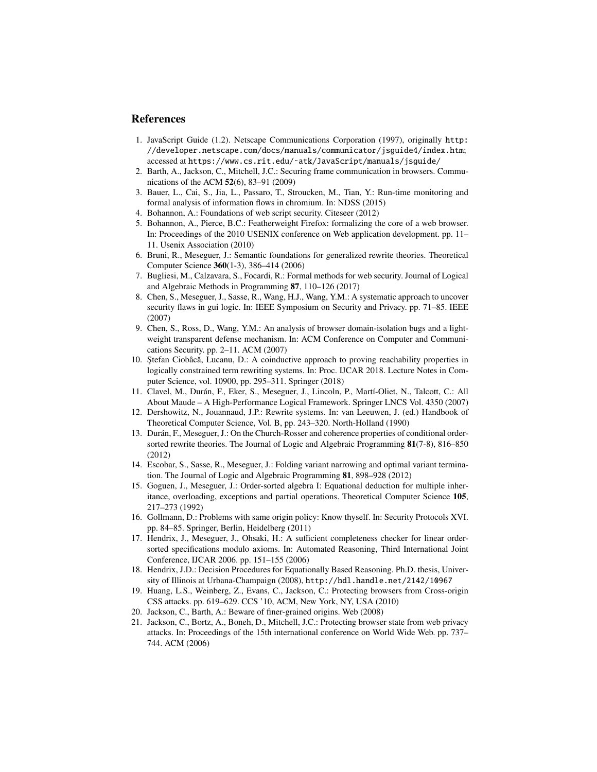## References

1. JavaScript Guide (1.2). Netscape Communications Corporation (1997), originally `http://developer.netscape.com/docs/manuals/communicator/jsguide4/index.htm`; accessed at `https://www.cs.rit.edu/~atk/JavaScript/manuals/jsguide/`
2. Barth, A., Jackson, C., Mitchell, J.C.: Securing frame communication in browsers. Communications of the ACM **52**(6), 83–91 (2009)
3. Bauer, L., Cai, S., Jia, L., Passaro, T., Stroucken, M., Tian, Y.: Run-time monitoring and formal analysis of information flows in chromium. In: NDSS (2015)
4. Bohannon, A.: Foundations of web script security. Citeseer (2012)
5. Bohannon, A., Pierce, B.C.: Featherweight Firefox: formalizing the core of a web browser. In: Proceedings of the 2010 USENIX conference on Web application development. pp. 11–11. Usenix Association (2010)
6. Bruni, R., Meseguer, J.: Semantic foundations for generalized rewrite theories. Theoretical Computer Science **360**(1-3), 386–414 (2006)
7. Bugliesi, M., Calzavara, S., Focardi, R.: Formal methods for web security. Journal of Logical and Algebraic Methods in Programming **87**, 110–126 (2017)
8. Chen, S., Meseguer, J., Sasse, R., Wang, H.J., Wang, Y.M.: A systematic approach to uncover security flaws in gui logic. In: IEEE Symposium on Security and Privacy. pp. 71–85. IEEE (2007)
9. Chen, S., Ross, D., Wang, Y.M.: An analysis of browser domain-isolation bugs and a light-weight transparent defense mechanism. In: ACM Conference on Computer and Communications Security. pp. 2–11. ACM (2007)
10. Ştefan Ciobâcă, Lucanu, D.: A coinductive approach to proving reachability properties in logically constrained term rewriting systems. In: Proc. IJCAR 2018. Lecture Notes in Computer Science, vol. 10900, pp. 295–311. Springer (2018)
11. Clavel, M., Durán, F., Eker, S., Meseguer, J., Lincoln, P., Martí-Oliet, N., Talcott, C.: All About Maude – A High-Performance Logical Framework. Springer LNCS Vol. 4350 (2007)
12. Dershowitz, N., Jouannaud, J.P.: Rewrite systems. In: van Leeuwen, J. (ed.) Handbook of Theoretical Computer Science, Vol. B, pp. 243–320. North-Holland (1990)
13. Durán, F., Meseguer, J.: On the Church-Rosser and coherence properties of conditional order-sorted rewrite theories. The Journal of Logic and Algebraic Programming **81**(7-8), 816–850 (2012)
14. Escobar, S., Sasse, R., Meseguer, J.: Folding variant narrowing and optimal variant termination. The Journal of Logic and Algebraic Programming **81**, 898–928 (2012)
15. Goguen, J., Meseguer, J.: Order-sorted algebra I: Equational deduction for multiple inheritance, overloading, exceptions and partial operations. Theoretical Computer Science **105**, 217–273 (1992)
16. Gollmann, D.: Problems with same origin policy: Know thyself. In: Security Protocols XVI. pp. 84–85. Springer, Berlin, Heidelberg (2011)
17. Hendrix, J., Meseguer, J., Ohsaki, H.: A sufficient completeness checker for linear order-sorted specifications modulo axioms. In: Automated Reasoning, Third International Joint Conference, IJCAR 2006. pp. 151–155 (2006)
18. Hendrix, J.D.: Decision Procedures for Equationally Based Reasoning. Ph.D. thesis, University of Illinois at Urbana-Champaign (2008), `http://hdl.handle.net/2142/10967`
19. Huang, L.S., Weinberg, Z., Evans, C., Jackson, C.: Protecting browsers from Cross-origin CSS attacks. pp. 619–629. CCS '10, ACM, New York, NY, USA (2010)
20. Jackson, C., Barth, A.: Beware of finer-grained origins. Web (2008)
21. Jackson, C., Bortz, A., Boneh, D., Mitchell, J.C.: Protecting browser state from web privacy attacks. In: Proceedings of the 15th international conference on World Wide Web. pp. 737–744. ACM (2006)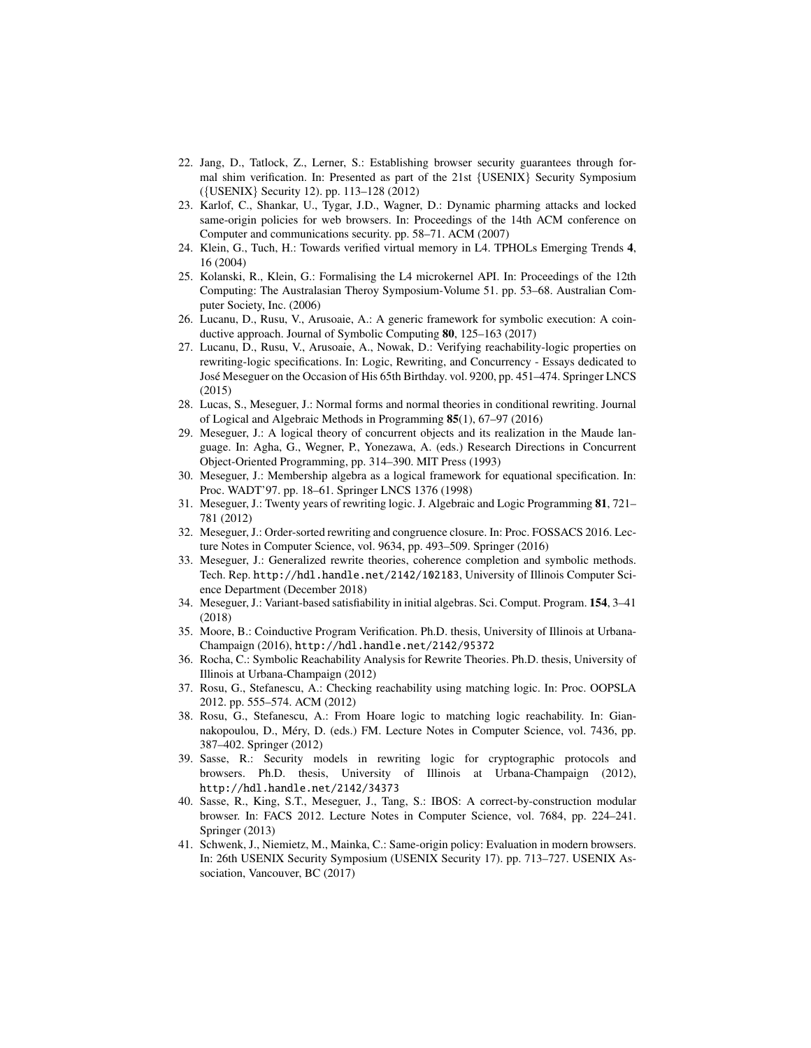22. Jang, D., Tatlock, Z., Lerner, S.: Establishing browser security guarantees through formal shim verification. In: Presented as part of the 21st {USENIX} Security Symposium ({USENIX} Security 12). pp. 113–128 (2012)
23. Karlof, C., Shankar, U., Tygar, J.D., Wagner, D.: Dynamic pharming attacks and locked same-origin policies for web browsers. In: Proceedings of the 14th ACM conference on Computer and communications security. pp. 58–71. ACM (2007)
24. Klein, G., Tuch, H.: Towards verified virtual memory in L4. TPHOLs Emerging Trends **4**, 16 (2004)
25. Kolanski, R., Klein, G.: Formalising the L4 microkernel API. In: Proceedings of the 12th Computing: The Australasian Theroy Symposium-Volume 51. pp. 53–68. Australian Computer Society, Inc. (2006)
26. Lucanu, D., Rusu, V., Arusoaie, A.: A generic framework for symbolic execution: A coinductive approach. Journal of Symbolic Computing **80**, 125–163 (2017)
27. Lucanu, D., Rusu, V., Arusoaie, A., Nowak, D.: Verifying reachability-logic properties on rewriting-logic specifications. In: Logic, Rewriting, and Concurrency - Essays dedicated to José Meseguer on the Occasion of His 65th Birthday. vol. 9200, pp. 451–474. Springer LNCS (2015)
28. Lucas, S., Meseguer, J.: Normal forms and normal theories in conditional rewriting. Journal of Logical and Algebraic Methods in Programming **85**(1), 67–97 (2016)
29. Meseguer, J.: A logical theory of concurrent objects and its realization in the Maude language. In: Agha, G., Wegner, P., Yonezawa, A. (eds.) Research Directions in Concurrent Object-Oriented Programming, pp. 314–390. MIT Press (1993)
30. Meseguer, J.: Membership algebra as a logical framework for equational specification. In: Proc. WADT'97. pp. 18–61. Springer LNCS 1376 (1998)
31. Meseguer, J.: Twenty years of rewriting logic. J. Algebraic and Logic Programming **81**, 721–781 (2012)
32. Meseguer, J.: Order-sorted rewriting and congruence closure. In: Proc. FOSSACS 2016. Lecture Notes in Computer Science, vol. 9634, pp. 493–509. Springer (2016)
33. Meseguer, J.: Generalized rewrite theories, coherence completion and symbolic methods. Tech. Rep. http://hdl.handle.net/2142/102183, University of Illinois Computer Science Department (December 2018)
34. Meseguer, J.: Variant-based satisfiability in initial algebras. Sci. Comput. Program. **154**, 3–41 (2018)
35. Moore, B.: Coinductive Program Verification. Ph.D. thesis, University of Illinois at Urbana-Champaign (2016), http://hdl.handle.net/2142/95372
36. Rocha, C.: Symbolic Reachability Analysis for Rewrite Theories. Ph.D. thesis, University of Illinois at Urbana-Champaign (2012)
37. Rosu, G., Stefanescu, A.: Checking reachability using matching logic. In: Proc. OOPSLA 2012. pp. 555–574. ACM (2012)
38. Rosu, G., Stefanescu, A.: From Hoare logic to matching logic reachability. In: Giannakopoulou, D., Méry, D. (eds.) FM. Lecture Notes in Computer Science, vol. 7436, pp. 387–402. Springer (2012)
39. Sasse, R.: Security models in rewriting logic for cryptographic protocols and browsers. Ph.D. thesis, University of Illinois at Urbana-Champaign (2012), http://hdl.handle.net/2142/34373
40. Sasse, R., King, S.T., Meseguer, J., Tang, S.: IBOS: A correct-by-construction modular browser. In: FACS 2012. Lecture Notes in Computer Science, vol. 7684, pp. 224–241. Springer (2013)
41. Schwenk, J., Niemietz, M., Mainka, C.: Same-origin policy: Evaluation in modern browsers. In: 26th USENIX Security Symposium (USENIX Security 17). pp. 713–727. USENIX Association, Vancouver, BC (2017)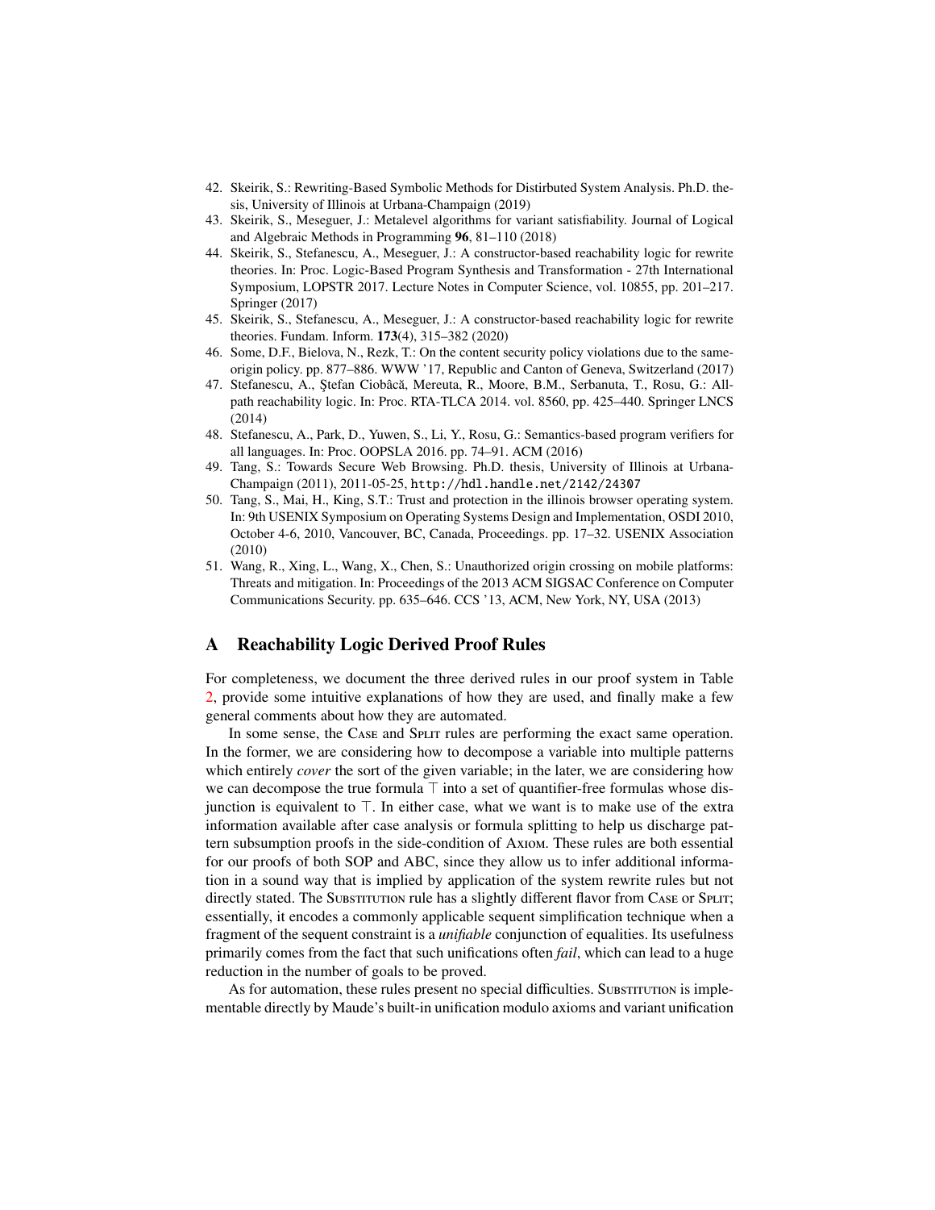42. Skeirik, S.: Rewriting-Based Symbolic Methods for Distirbuted System Analysis. Ph.D. thesis, University of Illinois at Urbana-Champaign (2019)
43. Skeirik, S., Meseguer, J.: Metalevel algorithms for variant satisfiability. Journal of Logical and Algebraic Methods in Programming **96**, 81–110 (2018)
44. Skeirik, S., Stefanescu, A., Meseguer, J.: A constructor-based reachability logic for rewrite theories. In: Proc. Logic-Based Program Synthesis and Transformation - 27th International Symposium, LOPSTR 2017. Lecture Notes in Computer Science, vol. 10855, pp. 201–217. Springer (2017)
45. Skeirik, S., Stefanescu, A., Meseguer, J.: A constructor-based reachability logic for rewrite theories. Fundam. Inform. **173**(4), 315–382 (2020)
46. Some, D.F., Bielova, N., Rezk, T.: On the content security policy violations due to the same-origin policy. pp. 877–886. WWW '17, Republic and Canton of Geneva, Switzerland (2017)
47. Stefanescu, A., Ştefan Ciobâcă, Mereuta, R., Moore, B.M., Serbanuta, T., Rosu, G.: All-path reachability logic. In: Proc. RTA-TLCA 2014. vol. 8560, pp. 425–440. Springer LNCS (2014)
48. Stefanescu, A., Park, D., Yuwen, S., Li, Y., Rosu, G.: Semantics-based program verifiers for all languages. In: Proc. OOPSLA 2016. pp. 74–91. ACM (2016)
49. Tang, S.: Towards Secure Web Browsing. Ph.D. thesis, University of Illinois at Urbana-Champaign (2011), 2011-05-25, `http://hdl.handle.net/2142/24307`
50. Tang, S., Mai, H., King, S.T.: Trust and protection in the illinois browser operating system. In: 9th USENIX Symposium on Operating Systems Design and Implementation, OSDI 2010, October 4-6, 2010, Vancouver, BC, Canada, Proceedings. pp. 17–32. USENIX Association (2010)
51. Wang, R., Xing, L., Wang, X., Chen, S.: Unauthorized origin crossing on mobile platforms: Threats and mitigation. In: Proceedings of the 2013 ACM SIGSAC Conference on Computer Communications Security. pp. 635–646. CCS '13, ACM, New York, NY, USA (2013)

## A Reachability Logic Derived Proof Rules

For completeness, we document the three derived rules in our proof system in Table 2, provide some intuitive explanations of how they are used, and finally make a few general comments about how they are automated.

In some sense, the CASE and SPLIT rules are performing the exact same operation. In the former, we are considering how to decompose a variable into multiple patterns which entirely *cover* the sort of the given variable; in the later, we are considering how we can decompose the true formula $\top$ into a set of quantifier-free formulas whose disjunction is equivalent to $\top$. In either case, what we want is to make use of the extra information available after case analysis or formula splitting to help us discharge pattern subsumption proofs in the side-condition of AXIOM. These rules are both essential for our proofs of both SOP and ABC, since they allow us to infer additional information in a sound way that is implied by application of the system rewrite rules but not directly stated. The SUBSTITUTION rule has a slightly different flavor from CASE or SPLIT; essentially, it encodes a commonly applicable sequent simplification technique when a fragment of the sequent constraint is a *unifiable* conjunction of equalities. Its usefulness primarily comes from the fact that such unifications often *fail*, which can lead to a huge reduction in the number of goals to be proved.

As for automation, these rules present no special difficulties. SUBSTITUTION is implementable directly by Maude's built-in unification modulo axioms and variant unification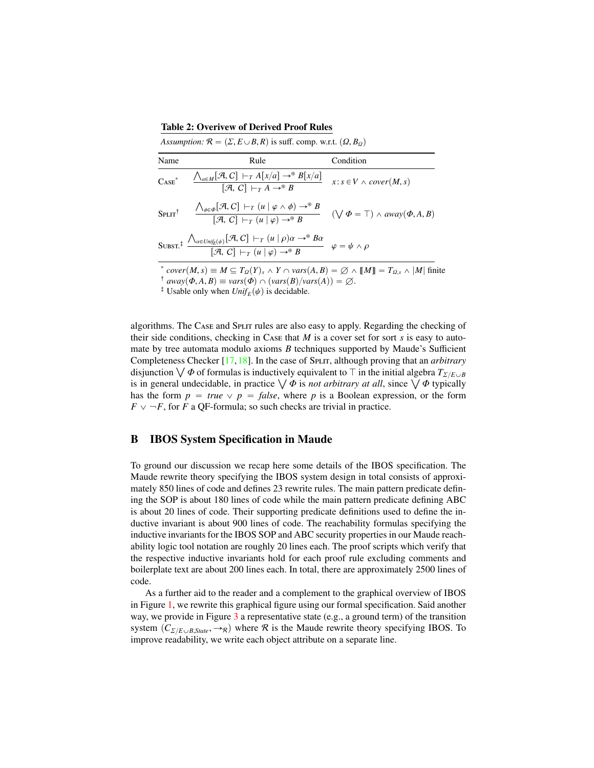**Table 2: Overivew of Derived Proof Rules**

*Assumption:* $\mathcal{R} = (\Sigma, E \cup B, R)$ is suff. comp. w.r.t. $(\Omega, B_\Omega)$

| Name | Rule | Condition |
| --- | --- | --- |
| Case* | $\dfrac{\bigwedge_{a \in M} [\mathcal{A}, C] \vdash_T A[x/a] \rightarrow^{\circledast} B[x/a]}{[\mathcal{A}, C] \vdash_T A \rightarrow^{\circledast} B}$ | $x\!:\!s \in V \wedge cover(M, s)$ |
| Split† | $\dfrac{\bigwedge_{\phi \in \Phi} [\mathcal{A}, C] \vdash_T (u \mid \varphi \wedge \phi) \rightarrow^{\circledast} B}{[\mathcal{A}, C] \vdash_T (u \mid \varphi) \rightarrow^{\circledast} B}$ | $(\bigvee \Phi = \top) \wedge away(\Phi, A, B)$ |
| Subst.‡ | $\dfrac{\bigwedge_{\alpha \in Unif_E(\psi)} [\mathcal{A}, C] \vdash_T (u \mid \rho)\alpha \rightarrow^{\circledast} B\alpha}{[\mathcal{A}, C] \vdash_T (u \mid \varphi) \rightarrow^{\circledast} B}$ | $\varphi = \psi \wedge \rho$ |

[*] $cover(M, s) \equiv M \subseteq T_\Omega(Y)_s \wedge Y \cap vars(A, B) = \varnothing \wedge [\![M]\!] = T_{\Omega,s} \wedge |M|$ finite
[†] $away(\Phi, A, B) \equiv vars(\Phi) \cap (vars(B)/vars(A)) = \varnothing$.
[‡] Usable only when $Unif_E(\psi)$ is decidable.

algorithms. The Case and Split rules are also easy to apply. Regarding the checking of their side conditions, checking in Case that $M$ is a cover set for sort $s$ is easy to automate by tree automata modulo axioms $B$ techniques supported by Maude's Sufficient Completeness Checker [17, 18]. In the case of Split, although proving that an *arbitrary* disjunction $\bigvee \Phi$ of formulas is inductively equivalent to $\top$ in the initial algebra $T_{\Sigma/E \cup B}$ is in general undecidable, in practice $\bigvee \Phi$ is *not arbitrary at all*, since $\bigvee \Phi$ typically has the form $p = true \vee p = false$, where $p$ is a Boolean expression, or the form $F \vee \neg F$, for $F$ a QF-formula; so such checks are trivial in practice.

## B IBOS System Specification in Maude

To ground our discussion we recap here some details of the IBOS specification. The Maude rewrite theory specifying the IBOS system design in total consists of approximately 850 lines of code and defines 23 rewrite rules. The main pattern predicate defining the SOP is about 180 lines of code while the main pattern predicate defining ABC is about 20 lines of code. Their supporting predicate definitions used to define the inductive invariant is about 900 lines of code. The reachability formulas specifying the inductive invariants for the IBOS SOP and ABC security properties in our Maude reachability logic tool notation are roughly 20 lines each. The proof scripts which verify that the respective inductive invariants hold for each proof rule excluding comments and boilerplate text are about 200 lines each. In total, there are approximately 2500 lines of code.

As a further aid to the reader and a complement to the graphical overview of IBOS in Figure 1, we rewrite this graphical figure using our formal specification. Said another way, we provide in Figure 3 a representative state (e.g., a ground term) of the transition system $(C_{\Sigma/E \cup B, State}, \rightarrow_{\mathcal{R}})$ where $\mathcal{R}$ is the Maude rewrite theory specifying IBOS. To improve readability, we write each object attribute on a separate line.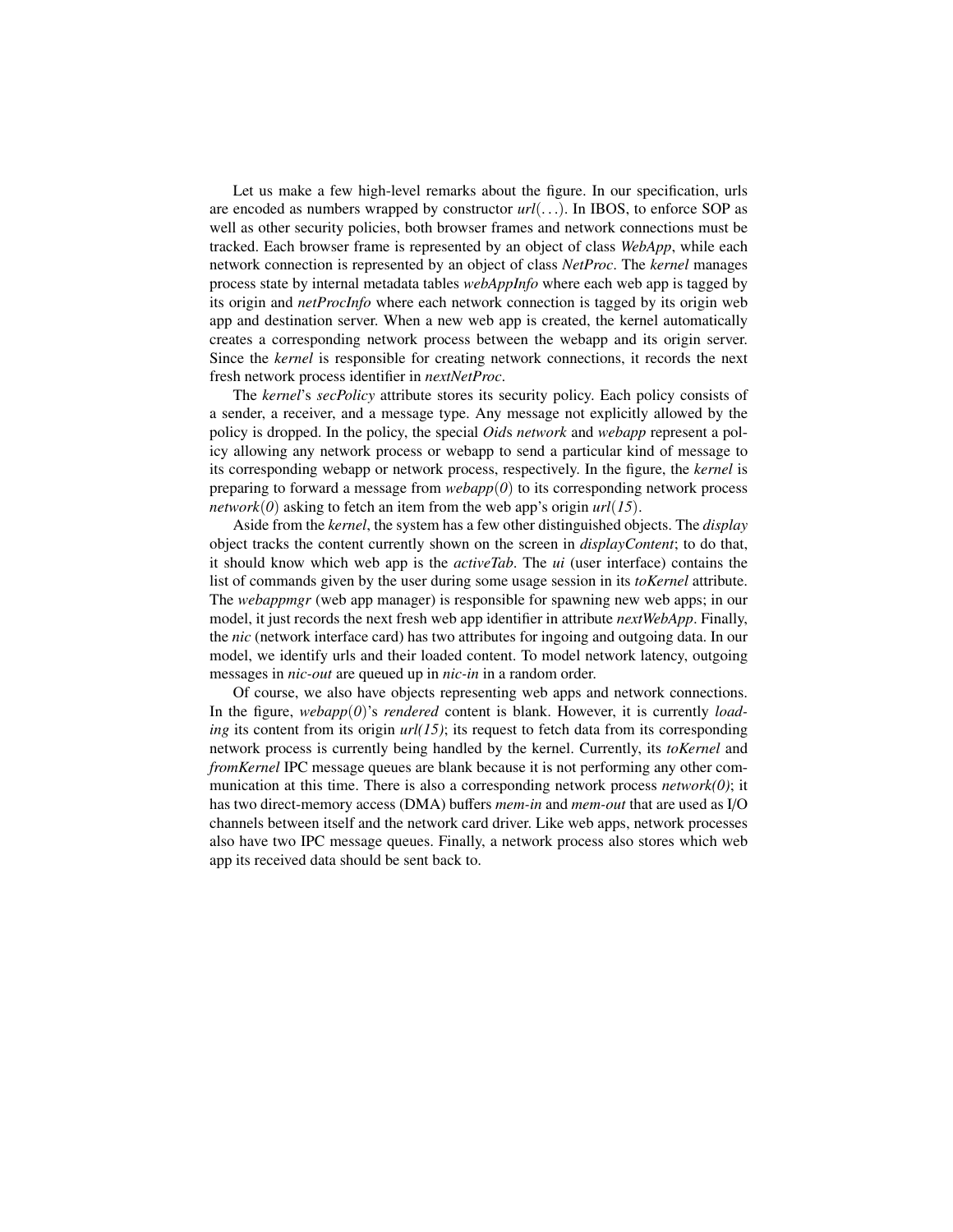Let us make a few high-level remarks about the figure. In our specification, urls are encoded as numbers wrapped by constructor *url*(...). In IBOS, to enforce SOP as well as other security policies, both browser frames and network connections must be tracked. Each browser frame is represented by an object of class *WebApp*, while each network connection is represented by an object of class *NetProc*. The *kernel* manages process state by internal metadata tables *webAppInfo* where each web app is tagged by its origin and *netProcInfo* where each network connection is tagged by its origin web app and destination server. When a new web app is created, the kernel automatically creates a corresponding network process between the webapp and its origin server. Since the *kernel* is responsible for creating network connections, it records the next fresh network process identifier in *nextNetProc*.

The *kernel*'s *secPolicy* attribute stores its security policy. Each policy consists of a sender, a receiver, and a message type. Any message not explicitly allowed by the policy is dropped. In the policy, the special *Oid*s *network* and *webapp* represent a policy allowing any network process or webapp to send a particular kind of message to its corresponding webapp or network process, respectively. In the figure, the *kernel* is preparing to forward a message from *webapp*(*0*) to its corresponding network process *network*(*0*) asking to fetch an item from the web app's origin *url*(*15*).

Aside from the *kernel*, the system has a few other distinguished objects. The *display* object tracks the content currently shown on the screen in *displayContent*; to do that, it should know which web app is the *activeTab*. The *ui* (user interface) contains the list of commands given by the user during some usage session in its *toKernel* attribute. The *webappmgr* (web app manager) is responsible for spawning new web apps; in our model, it just records the next fresh web app identifier in attribute *nextWebApp*. Finally, the *nic* (network interface card) has two attributes for ingoing and outgoing data. In our model, we identify urls and their loaded content. To model network latency, outgoing messages in *nic-out* are queued up in *nic-in* in a random order.

Of course, we also have objects representing web apps and network connections. In the figure, *webapp*(*0*)'s *rendered* content is blank. However, it is currently *loading* its content from its origin *url(15)*; its request to fetch data from its corresponding network process is currently being handled by the kernel. Currently, its *toKernel* and *fromKernel* IPC message queues are blank because it is not performing any other communication at this time. There is also a corresponding network process *network(0)*; it has two direct-memory access (DMA) buffers *mem-in* and *mem-out* that are used as I/O channels between itself and the network card driver. Like web apps, network processes also have two IPC message queues. Finally, a network process also stores which web app its received data should be sent back to.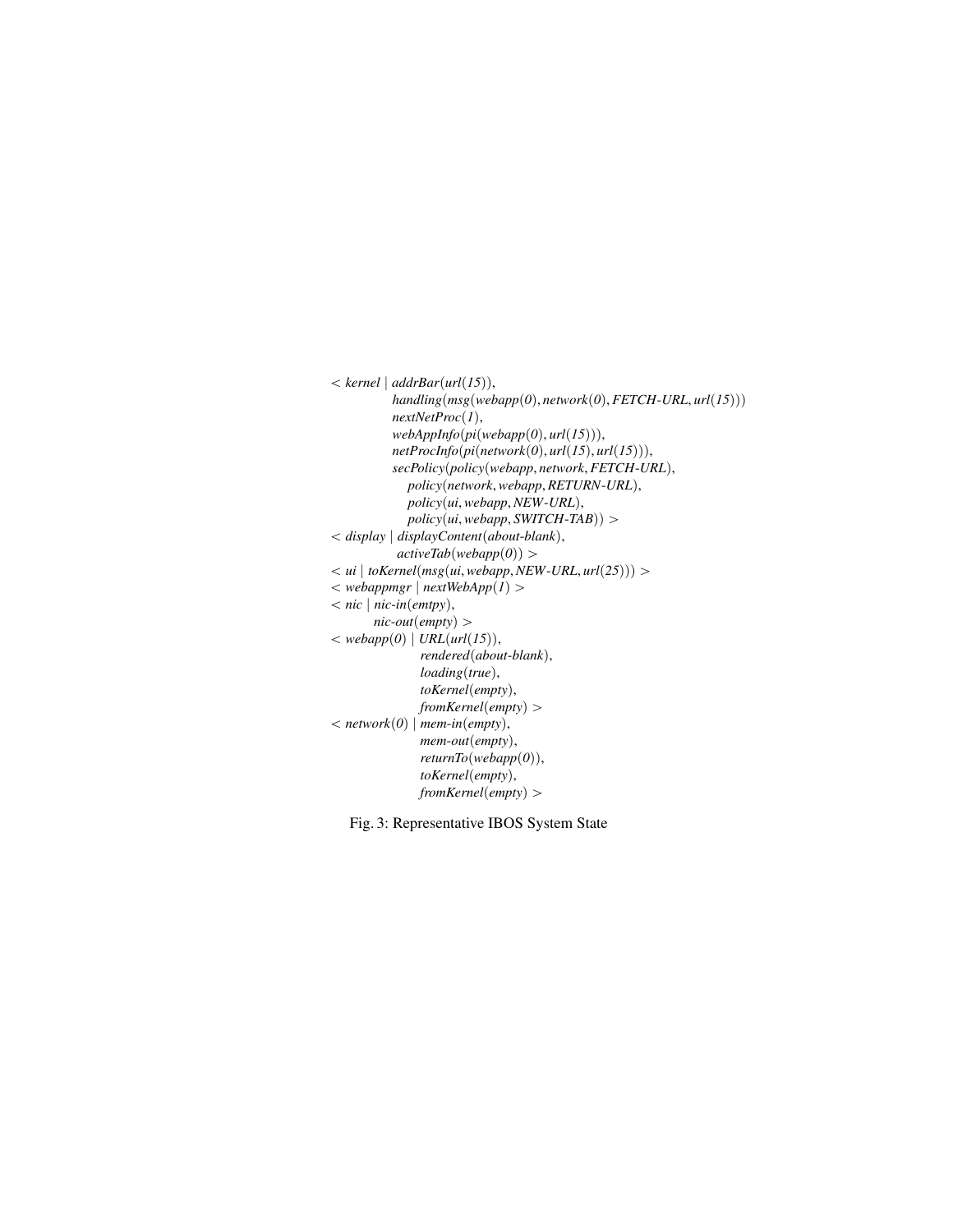```
< kernel | addrBar(url(15)),
           handling(msg(webapp(0), network(0), FETCH-URL, url(15)))
           nextNetProc(1),
           webAppInfo(pi(webapp(0), url(15))),
           netProcInfo(pi(network(0), url(15), url(15))),
           secPolicy(policy(webapp, network, FETCH-URL),
              policy(network, webapp, RETURN-URL),
              policy(ui, webapp, NEW-URL),
              policy(ui, webapp, SWITCH-TAB)) >
< display | displayContent(about-blank),
            activeTab(webapp(0)) >
< ui | toKernel(msg(ui, webapp, NEW-URL, url(25))) >
< webappmgr | nextWebApp(1) >
< nic | nic-in(emtpy),
        nic-out(empty) >
< webapp(0) | URL(url(15)),
              rendered(about-blank),
              loading(true),
              toKernel(empty),
              fromKernel(empty) >
< network(0) | mem-in(empty),
               mem-out(empty),
               returnTo(webapp(0)),
               toKernel(empty),
               fromKernel(empty) >
```

Fig. 3: Representative IBOS System State